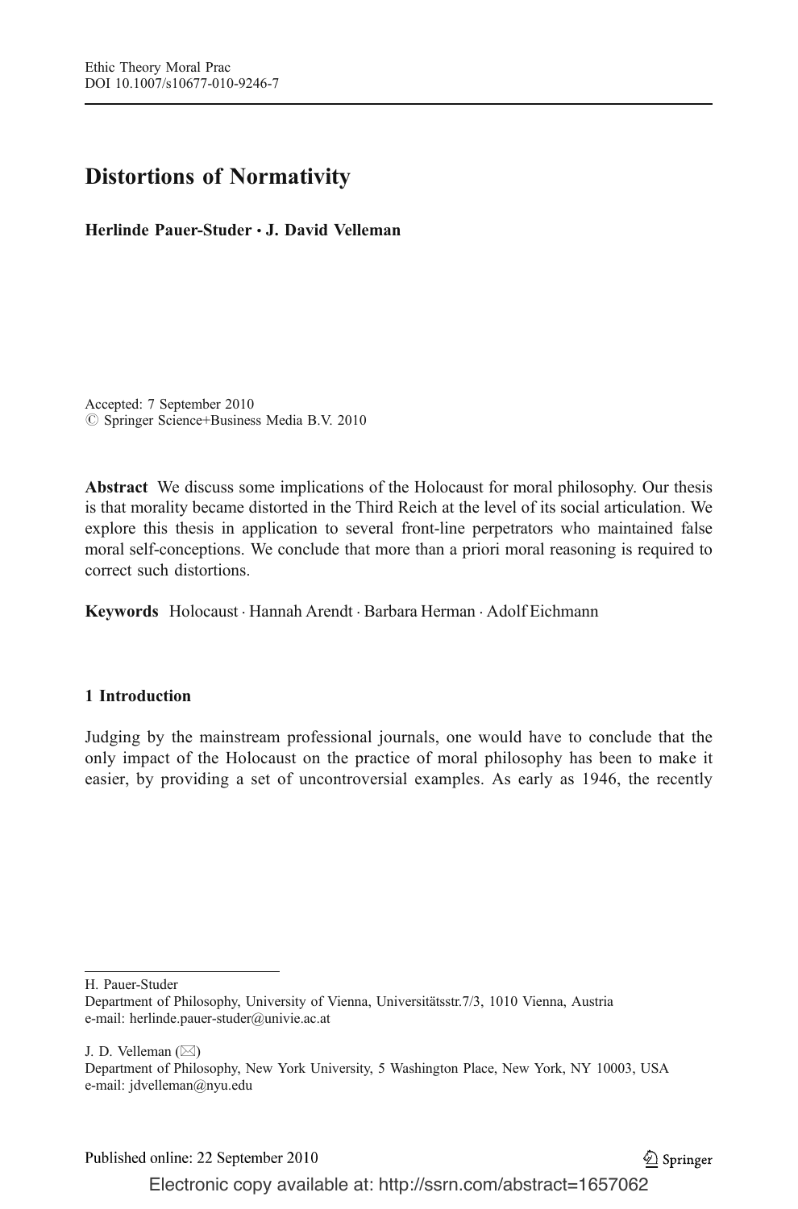# Distortions of Normativity

**Herlinde Pauer-Studer · J. David Velleman**

Accepted: 7 September 2010
© Springer Science+Business Media B.V. 2010

**Abstract** We discuss some implications of the Holocaust for moral philosophy. Our thesis is that morality became distorted in the Third Reich at the level of its social articulation. We explore this thesis in application to several front-line perpetrators who maintained false moral self-conceptions. We conclude that more than a priori moral reasoning is required to correct such distortions.

**Keywords** Holocaust · Hannah Arendt · Barbara Herman · Adolf Eichmann

## 1 Introduction

Judging by the mainstream professional journals, one would have to conclude that the only impact of the Holocaust on the practice of moral philosophy has been to make it easier, by providing a set of uncontroversial examples. As early as 1946, the recently

H. Pauer-Studer
Department of Philosophy, University of Vienna, Universitätsstr.7/3, 1010 Vienna, Austria
e-mail: herlinde.pauer-studer@univie.ac.at

J. D. Velleman (✉)
Department of Philosophy, New York University, 5 Washington Place, New York, NY 10003, USA
e-mail: jdvelleman@nyu.edu

Published online: 22 September 2010

Electronic copy available at: http://ssrn.com/abstract=1657062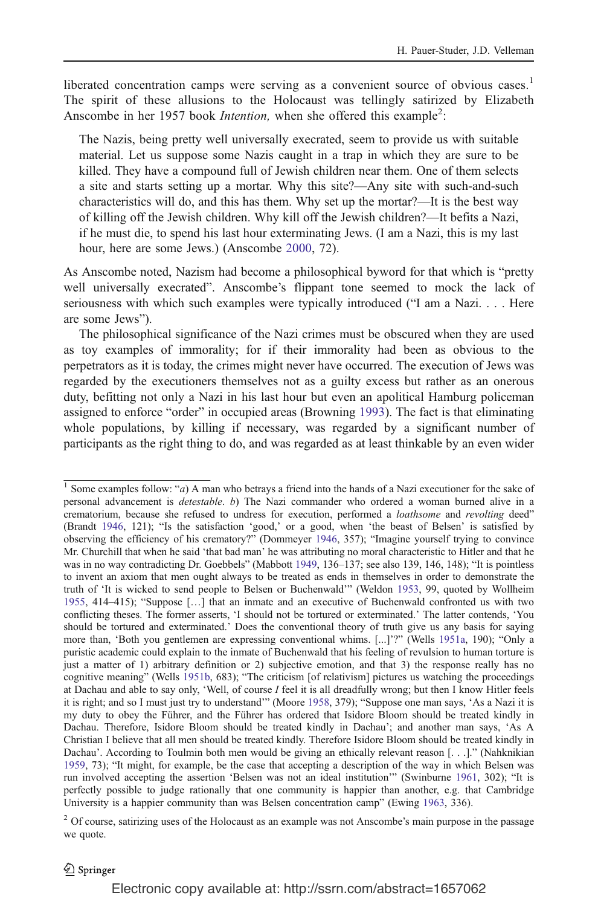liberated concentration camps were serving as a convenient source of obvious cases.[1] The spirit of these allusions to the Holocaust was tellingly satirized by Elizabeth Anscombe in her 1957 book *Intention,* when she offered this example[2]:

> The Nazis, being pretty well universally execrated, seem to provide us with suitable material. Let us suppose some Nazis caught in a trap in which they are sure to be killed. They have a compound full of Jewish children near them. One of them selects a site and starts setting up a mortar. Why this site?—Any site with such-and-such characteristics will do, and this has them. Why set up the mortar?—It is the best way of killing off the Jewish children. Why kill off the Jewish children?—It befits a Nazi, if he must die, to spend his last hour exterminating Jews. (I am a Nazi, this is my last hour, here are some Jews.) (Anscombe 2000, 72).

As Anscombe noted, Nazism had become a philosophical byword for that which is "pretty well universally execrated". Anscombe's flippant tone seemed to mock the lack of seriousness with which such examples were typically introduced ("I am a Nazi. . . . Here are some Jews").

The philosophical significance of the Nazi crimes must be obscured when they are used as toy examples of immorality; for if their immorality had been as obvious to the perpetrators as it is today, the crimes might never have occurred. The execution of Jews was regarded by the executioners themselves not as a guilty excess but rather as an onerous duty, befitting not only a Nazi in his last hour but even an apolitical Hamburg policeman assigned to enforce "order" in occupied areas (Browning 1993). The fact is that eliminating whole populations, by killing if necessary, was regarded by a significant number of participants as the right thing to do, and was regarded as at least thinkable by an even wider

---

[1] Some examples follow: "*a*) A man who betrays a friend into the hands of a Nazi executioner for the sake of personal advancement is *detestable*. *b*) The Nazi commander who ordered a woman burned alive in a crematorium, because she refused to undress for execution, performed a *loathsome* and *revolting* deed" (Brandt 1946, 121); "Is the satisfaction 'good,' or a good, when 'the beast of Belsen' is satisfied by observing the efficiency of his crematory?" (Dommeyer 1946, 357); "Imagine yourself trying to convince Mr. Churchill that when he said 'that bad man' he was attributing no moral characteristic to Hitler and that he was in no way contradicting Dr. Goebbels" (Mabbott 1949, 136–137; see also 139, 146, 148); "It is pointless to invent an axiom that men ought always to be treated as ends in themselves in order to demonstrate the truth of 'It is wicked to send people to Belsen or Buchenwald'" (Weldon 1953, 99, quoted by Wollheim 1955, 414–415); "Suppose […] that an inmate and an executive of Buchenwald confronted us with two conflicting theses. The former asserts, 'I should not be tortured or exterminated.' The latter contends, 'You should be tortured and exterminated.' Does the conventional theory of truth give us any basis for saying more than, 'Both you gentlemen are expressing conventional whims. [...]'?" (Wells 1951a, 190); "Only a puristic academic could explain to the inmate of Buchenwald that his feeling of revulsion to human torture is just a matter of 1) arbitrary definition or 2) subjective emotion, and that 3) the response really has no cognitive meaning" (Wells 1951b, 683); "The criticism [of relativism] pictures us watching the proceedings at Dachau and able to say only, 'Well, of course *I* feel it is all dreadfully wrong; but then I know Hitler feels it is right; and so I must just try to understand'" (Moore 1958, 379); "Suppose one man says, 'As a Nazi it is my duty to obey the Führer, and the Führer has ordered that Isidore Bloom should be treated kindly in Dachau. Therefore, Isidore Bloom should be treated kindly in Dachau'; and another man says, 'As A Christian I believe that all men should be treated kindly. Therefore Isidore Bloom should be treated kindly in Dachau'. According to Toulmin both men would be giving an ethically relevant reason [. . .]." (Nahknikian 1959, 73); "It might, for example, be the case that accepting a description of the way in which Belsen was run involved accepting the assertion 'Belsen was not an ideal institution'" (Swinburne 1961, 302); "It is perfectly possible to judge rationally that one community is happier than another, e.g. that Cambridge University is a happier community than was Belsen concentration camp" (Ewing 1963, 336).

[2] Of course, satirizing uses of the Holocaust as an example was not Anscombe's main purpose in the passage we quote.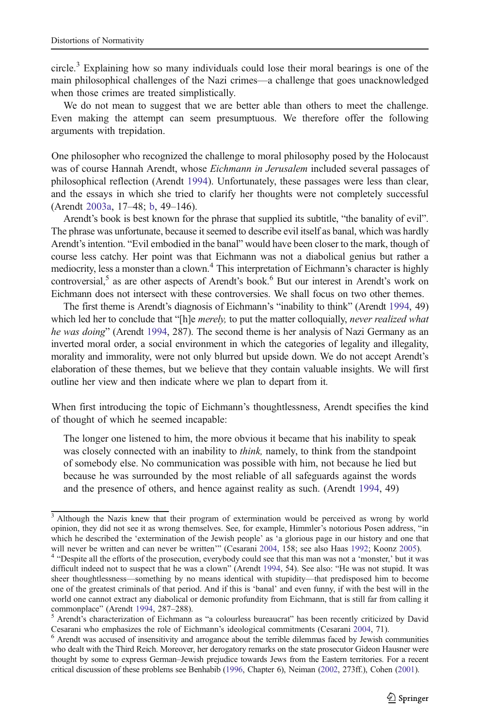circle.[3] Explaining how so many individuals could lose their moral bearings is one of the main philosophical challenges of the Nazi crimes—a challenge that goes unacknowledged when those crimes are treated simplistically.

We do not mean to suggest that we are better able than others to meet the challenge. Even making the attempt can seem presumptuous. We therefore offer the following arguments with trepidation.

One philosopher who recognized the challenge to moral philosophy posed by the Holocaust was of course Hannah Arendt, whose *Eichmann in Jerusalem* included several passages of philosophical reflection (Arendt 1994). Unfortunately, these passages were less than clear, and the essays in which she tried to clarify her thoughts were not completely successful (Arendt 2003a, 17–48; b, 49–146).

Arendt's book is best known for the phrase that supplied its subtitle, "the banality of evil". The phrase was unfortunate, because it seemed to describe evil itself as banal, which was hardly Arendt's intention. "Evil embodied in the banal" would have been closer to the mark, though of course less catchy. Her point was that Eichmann was not a diabolical genius but rather a mediocrity, less a monster than a clown.[4] This interpretation of Eichmann's character is highly controversial,[5] as are other aspects of Arendt's book.[6] But our interest in Arendt's work on Eichmann does not intersect with these controversies. We shall focus on two other themes.

The first theme is Arendt's diagnosis of Eichmann's "inability to think" (Arendt 1994, 49) which led her to conclude that "[h]e *merely,* to put the matter colloquially, *never realized what he was doing*" (Arendt 1994, 287). The second theme is her analysis of Nazi Germany as an inverted moral order, a social environment in which the categories of legality and illegality, morality and immorality, were not only blurred but upside down. We do not accept Arendt's elaboration of these themes, but we believe that they contain valuable insights. We will first outline her view and then indicate where we plan to depart from it.

When first introducing the topic of Eichmann's thoughtlessness, Arendt specifies the kind of thought of which he seemed incapable:

> The longer one listened to him, the more obvious it became that his inability to speak was closely connected with an inability to *think,* namely, to think from the standpoint of somebody else. No communication was possible with him, not because he lied but because he was surrounded by the most reliable of all safeguards against the words and the presence of others, and hence against reality as such. (Arendt 1994, 49)

---

[3] Although the Nazis knew that their program of extermination would be perceived as wrong by world opinion, they did not see it as wrong themselves. See, for example, Himmler's notorious Posen address, "in which he described the 'extermination of the Jewish people' as 'a glorious page in our history and one that will never be written and can never be written'" (Cesarani 2004, 158; see also Haas 1992; Koonz 2005).

[4] "Despite all the efforts of the prosecution, everybody could see that this man was not a 'monster,' but it was difficult indeed not to suspect that he was a clown" (Arendt 1994, 54). See also: "He was not stupid. It was sheer thoughtlessness—something by no means identical with stupidity—that predisposed him to become one of the greatest criminals of that period. And if this is 'banal' and even funny, if with the best will in the world one cannot extract any diabolical or demonic profundity from Eichmann, that is still far from calling it commonplace" (Arendt 1994, 287–288).

[5] Arendt's characterization of Eichmann as "a colourless bureaucrat" has been recently criticized by David Cesarani who emphasizes the role of Eichmann's ideological commitments (Cesarani 2004, 71).

[6] Arendt was accused of insensitivity and arrogance about the terrible dilemmas faced by Jewish communities who dealt with the Third Reich. Moreover, her derogatory remarks on the state prosecutor Gideon Hausner were thought by some to express German–Jewish prejudice towards Jews from the Eastern territories. For a recent critical discussion of these problems see Benhabib (1996, Chapter 6), Neiman (2002, 273ff.), Cohen (2001).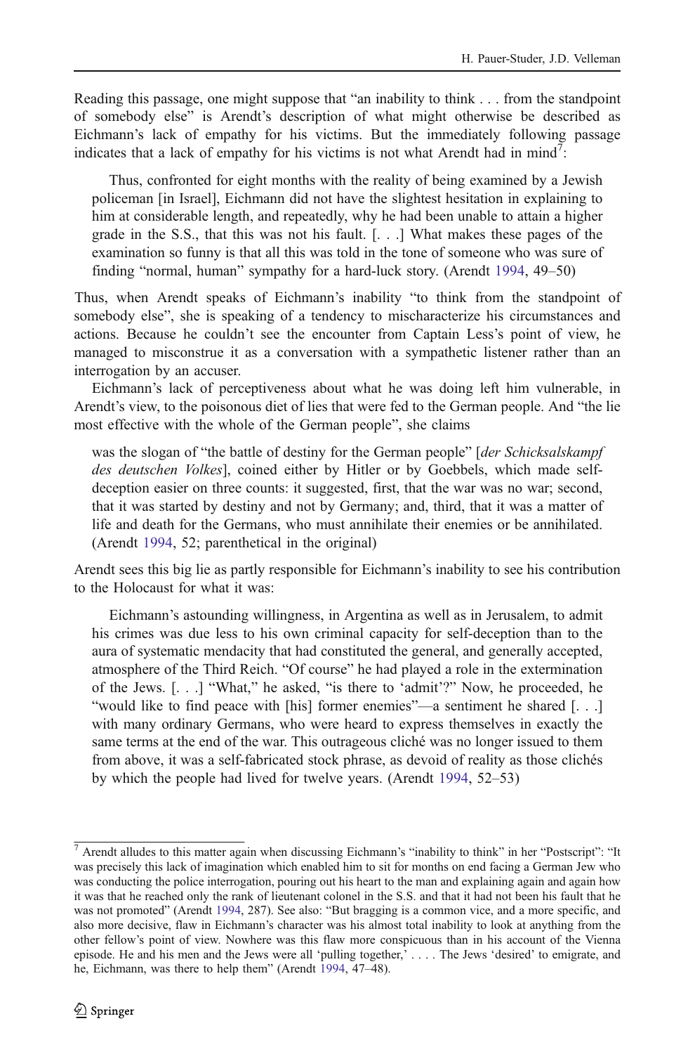Reading this passage, one might suppose that "an inability to think . . . from the standpoint of somebody else" is Arendt's description of what might otherwise be described as Eichmann's lack of empathy for his victims. But the immediately following passage indicates that a lack of empathy for his victims is not what Arendt had in mind[7]:

> Thus, confronted for eight months with the reality of being examined by a Jewish policeman [in Israel], Eichmann did not have the slightest hesitation in explaining to him at considerable length, and repeatedly, why he had been unable to attain a higher grade in the S.S., that this was not his fault. [. . .] What makes these pages of the examination so funny is that all this was told in the tone of someone who was sure of finding "normal, human" sympathy for a hard-luck story. (Arendt 1994, 49–50)

Thus, when Arendt speaks of Eichmann's inability "to think from the standpoint of somebody else", she is speaking of a tendency to mischaracterize his circumstances and actions. Because he couldn't see the encounter from Captain Less's point of view, he managed to misconstrue it as a conversation with a sympathetic listener rather than an interrogation by an accuser.

Eichmann's lack of perceptiveness about what he was doing left him vulnerable, in Arendt's view, to the poisonous diet of lies that were fed to the German people. And "the lie most effective with the whole of the German people", she claims

> was the slogan of "the battle of destiny for the German people" [*der Schicksalskampf des deutschen Volkes*], coined either by Hitler or by Goebbels, which made self-deception easier on three counts: it suggested, first, that the war was no war; second, that it was started by destiny and not by Germany; and, third, that it was a matter of life and death for the Germans, who must annihilate their enemies or be annihilated. (Arendt 1994, 52; parenthetical in the original)

Arendt sees this big lie as partly responsible for Eichmann's inability to see his contribution to the Holocaust for what it was:

> Eichmann's astounding willingness, in Argentina as well as in Jerusalem, to admit his crimes was due less to his own criminal capacity for self-deception than to the aura of systematic mendacity that had constituted the general, and generally accepted, atmosphere of the Third Reich. "Of course" he had played a role in the extermination of the Jews. [. . .] "What," he asked, "is there to 'admit'?" Now, he proceeded, he "would like to find peace with [his] former enemies"—a sentiment he shared [. . .] with many ordinary Germans, who were heard to express themselves in exactly the same terms at the end of the war. This outrageous cliché was no longer issued to them from above, it was a self-fabricated stock phrase, as devoid of reality as those clichés by which the people had lived for twelve years. (Arendt 1994, 52–53)

---

[7] Arendt alludes to this matter again when discussing Eichmann's "inability to think" in her "Postscript": "It was precisely this lack of imagination which enabled him to sit for months on end facing a German Jew who was conducting the police interrogation, pouring out his heart to the man and explaining again and again how it was that he reached only the rank of lieutenant colonel in the S.S. and that it had not been his fault that he was not promoted" (Arendt 1994, 287). See also: "But bragging is a common vice, and a more specific, and also more decisive, flaw in Eichmann's character was his almost total inability to look at anything from the other fellow's point of view. Nowhere was this flaw more conspicuous than in his account of the Vienna episode. He and his men and the Jews were all 'pulling together,' . . . . The Jews 'desired' to emigrate, and he, Eichmann, was there to help them" (Arendt 1994, 47–48).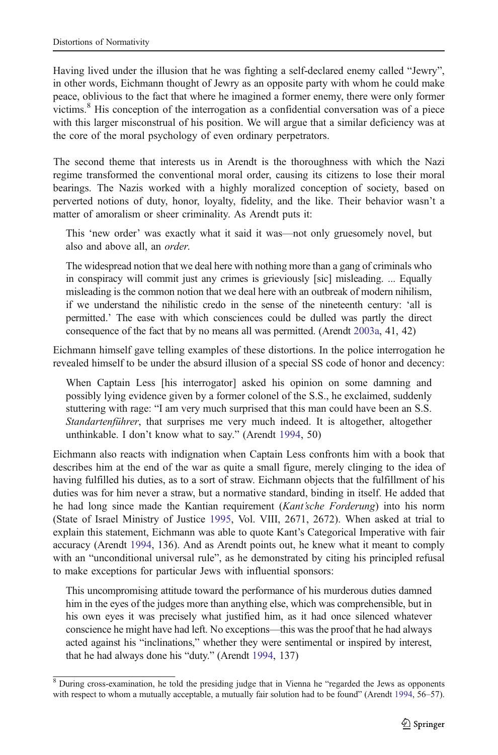Having lived under the illusion that he was fighting a self-declared enemy called "Jewry", in other words, Eichmann thought of Jewry as an opposite party with whom he could make peace, oblivious to the fact that where he imagined a former enemy, there were only former victims.[8] His conception of the interrogation as a confidential conversation was of a piece with this larger misconstrual of his position. We will argue that a similar deficiency was at the core of the moral psychology of even ordinary perpetrators.

The second theme that interests us in Arendt is the thoroughness with which the Nazi regime transformed the conventional moral order, causing its citizens to lose their moral bearings. The Nazis worked with a highly moralized conception of society, based on perverted notions of duty, honor, loyalty, fidelity, and the like. Their behavior wasn't a matter of amoralism or sheer criminality. As Arendt puts it:

> This 'new order' was exactly what it said it was—not only gruesomely novel, but also and above all, an *order*.
>
> The widespread notion that we deal here with nothing more than a gang of criminals who in conspiracy will commit just any crimes is grieviously [sic] misleading. ... Equally misleading is the common notion that we deal here with an outbreak of modern nihilism, if we understand the nihilistic credo in the sense of the nineteenth century: 'all is permitted.' The ease with which consciences could be dulled was partly the direct consequence of the fact that by no means all was permitted. (Arendt 2003a, 41, 42)

Eichmann himself gave telling examples of these distortions. In the police interrogation he revealed himself to be under the absurd illusion of a special SS code of honor and decency:

> When Captain Less [his interrogator] asked his opinion on some damning and possibly lying evidence given by a former colonel of the S.S., he exclaimed, suddenly stuttering with rage: "I am very much surprised that this man could have been an S.S. *Standartenführer*, that surprises me very much indeed. It is altogether, altogether unthinkable. I don't know what to say." (Arendt 1994, 50)

Eichmann also reacts with indignation when Captain Less confronts him with a book that describes him at the end of the war as quite a small figure, merely clinging to the idea of having fulfilled his duties, as to a sort of straw. Eichmann objects that the fulfillment of his duties was for him never a straw, but a normative standard, binding in itself. He added that he had long since made the Kantian requirement (*Kant'sche Forderung*) into his norm (State of Israel Ministry of Justice 1995, Vol. VIII, 2671, 2672). When asked at trial to explain this statement, Eichmann was able to quote Kant's Categorical Imperative with fair accuracy (Arendt 1994, 136). And as Arendt points out, he knew what it meant to comply with an "unconditional universal rule", as he demonstrated by citing his principled refusal to make exceptions for particular Jews with influential sponsors:

> This uncompromising attitude toward the performance of his murderous duties damned him in the eyes of the judges more than anything else, which was comprehensible, but in his own eyes it was precisely what justified him, as it had once silenced whatever conscience he might have had left. No exceptions—this was the proof that he had always acted against his "inclinations," whether they were sentimental or inspired by interest, that he had always done his "duty." (Arendt 1994, 137)

[8] During cross-examination, he told the presiding judge that in Vienna he "regarded the Jews as opponents with respect to whom a mutually acceptable, a mutually fair solution had to be found" (Arendt 1994, 56–57).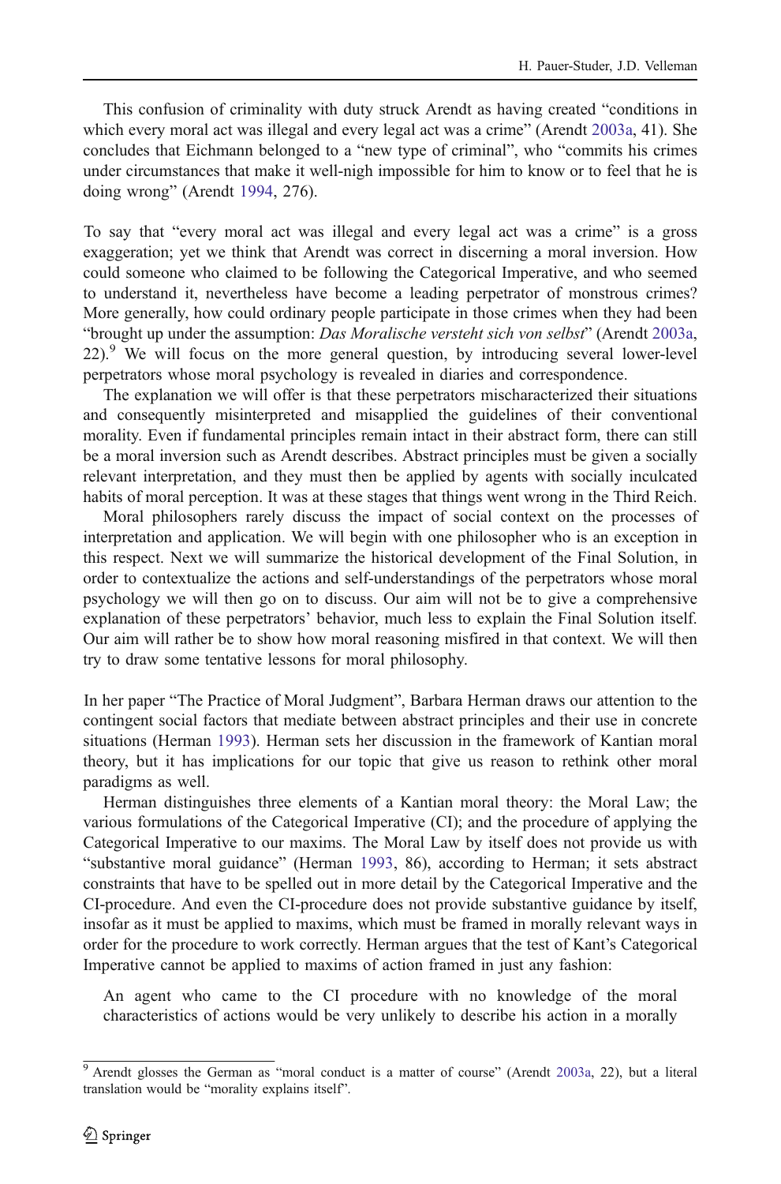This confusion of criminality with duty struck Arendt as having created "conditions in which every moral act was illegal and every legal act was a crime" (Arendt 2003a, 41). She concludes that Eichmann belonged to a "new type of criminal", who "commits his crimes under circumstances that make it well-nigh impossible for him to know or to feel that he is doing wrong" (Arendt 1994, 276).

To say that "every moral act was illegal and every legal act was a crime" is a gross exaggeration; yet we think that Arendt was correct in discerning a moral inversion. How could someone who claimed to be following the Categorical Imperative, and who seemed to understand it, nevertheless have become a leading perpetrator of monstrous crimes? More generally, how could ordinary people participate in those crimes when they had been "brought up under the assumption: *Das Moralische versteht sich von selbst*" (Arendt 2003a, 22).[9] We will focus on the more general question, by introducing several lower-level perpetrators whose moral psychology is revealed in diaries and correspondence.

The explanation we will offer is that these perpetrators mischaracterized their situations and consequently misinterpreted and misapplied the guidelines of their conventional morality. Even if fundamental principles remain intact in their abstract form, there can still be a moral inversion such as Arendt describes. Abstract principles must be given a socially relevant interpretation, and they must then be applied by agents with socially inculcated habits of moral perception. It was at these stages that things went wrong in the Third Reich.

Moral philosophers rarely discuss the impact of social context on the processes of interpretation and application. We will begin with one philosopher who is an exception in this respect. Next we will summarize the historical development of the Final Solution, in order to contextualize the actions and self-understandings of the perpetrators whose moral psychology we will then go on to discuss. Our aim will not be to give a comprehensive explanation of these perpetrators' behavior, much less to explain the Final Solution itself. Our aim will rather be to show how moral reasoning misfired in that context. We will then try to draw some tentative lessons for moral philosophy.

In her paper "The Practice of Moral Judgment", Barbara Herman draws our attention to the contingent social factors that mediate between abstract principles and their use in concrete situations (Herman 1993). Herman sets her discussion in the framework of Kantian moral theory, but it has implications for our topic that give us reason to rethink other moral paradigms as well.

Herman distinguishes three elements of a Kantian moral theory: the Moral Law; the various formulations of the Categorical Imperative (CI); and the procedure of applying the Categorical Imperative to our maxims. The Moral Law by itself does not provide us with "substantive moral guidance" (Herman 1993, 86), according to Herman; it sets abstract constraints that have to be spelled out in more detail by the Categorical Imperative and the CI-procedure. And even the CI-procedure does not provide substantive guidance by itself, insofar as it must be applied to maxims, which must be framed in morally relevant ways in order for the procedure to work correctly. Herman argues that the test of Kant's Categorical Imperative cannot be applied to maxims of action framed in just any fashion:

> An agent who came to the CI procedure with no knowledge of the moral characteristics of actions would be very unlikely to describe his action in a morally

[9] Arendt glosses the German as "moral conduct is a matter of course" (Arendt 2003a, 22), but a literal translation would be "morality explains itself".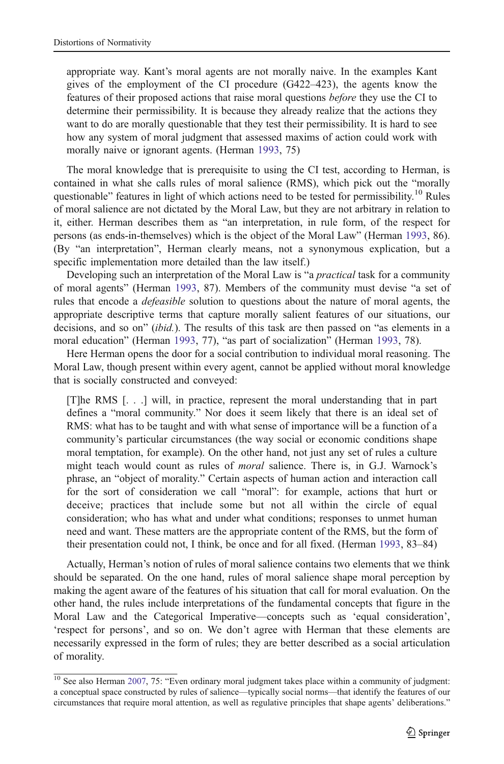appropriate way. Kant's moral agents are not morally naive. In the examples Kant gives of the employment of the CI procedure (G422–423), the agents know the features of their proposed actions that raise moral questions *before* they use the CI to determine their permissibility. It is because they already realize that the actions they want to do are morally questionable that they test their permissibility. It is hard to see how any system of moral judgment that assessed maxims of action could work with morally naive or ignorant agents. (Herman 1993, 75)

The moral knowledge that is prerequisite to using the CI test, according to Herman, is contained in what she calls rules of moral salience (RMS), which pick out the "morally questionable" features in light of which actions need to be tested for permissibility.[10] Rules of moral salience are not dictated by the Moral Law, but they are not arbitrary in relation to it, either. Herman describes them as "an interpretation, in rule form, of the respect for persons (as ends-in-themselves) which is the object of the Moral Law" (Herman 1993, 86). (By "an interpretation", Herman clearly means, not a synonymous explication, but a specific implementation more detailed than the law itself.)

Developing such an interpretation of the Moral Law is "a *practical* task for a community of moral agents" (Herman 1993, 87). Members of the community must devise "a set of rules that encode a *defeasible* solution to questions about the nature of moral agents, the appropriate descriptive terms that capture morally salient features of our situations, our decisions, and so on" (*ibid.*). The results of this task are then passed on "as elements in a moral education" (Herman 1993, 77), "as part of socialization" (Herman 1993, 78).

Here Herman opens the door for a social contribution to individual moral reasoning. The Moral Law, though present within every agent, cannot be applied without moral knowledge that is socially constructed and conveyed:

> [T]he RMS [. . .] will, in practice, represent the moral understanding that in part defines a "moral community." Nor does it seem likely that there is an ideal set of RMS: what has to be taught and with what sense of importance will be a function of a community's particular circumstances (the way social or economic conditions shape moral temptation, for example). On the other hand, not just any set of rules a culture might teach would count as rules of *moral* salience. There is, in G.J. Warnock's phrase, an "object of morality." Certain aspects of human action and interaction call for the sort of consideration we call "moral": for example, actions that hurt or deceive; practices that include some but not all within the circle of equal consideration; who has what and under what conditions; responses to unmet human need and want. These matters are the appropriate content of the RMS, but the form of their presentation could not, I think, be once and for all fixed. (Herman 1993, 83–84)

Actually, Herman's notion of rules of moral salience contains two elements that we think should be separated. On the one hand, rules of moral salience shape moral perception by making the agent aware of the features of his situation that call for moral evaluation. On the other hand, the rules include interpretations of the fundamental concepts that figure in the Moral Law and the Categorical Imperative—concepts such as 'equal consideration', 'respect for persons', and so on. We don't agree with Herman that these elements are necessarily expressed in the form of rules; they are better described as a social articulation of morality.

[10] See also Herman 2007, 75: "Even ordinary moral judgment takes place within a community of judgment: a conceptual space constructed by rules of salience—typically social norms—that identify the features of our circumstances that require moral attention, as well as regulative principles that shape agents' deliberations."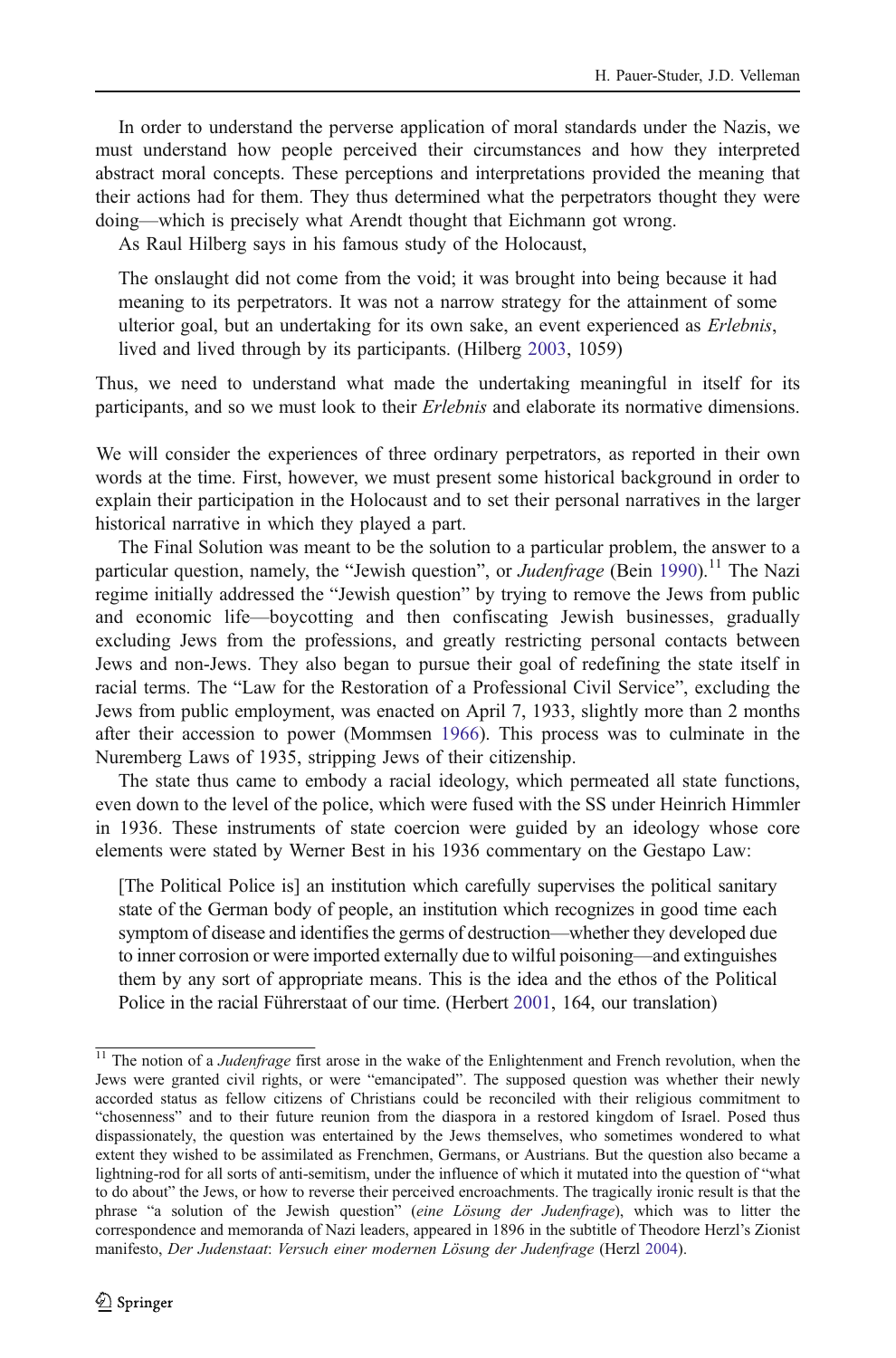In order to understand the perverse application of moral standards under the Nazis, we must understand how people perceived their circumstances and how they interpreted abstract moral concepts. These perceptions and interpretations provided the meaning that their actions had for them. They thus determined what the perpetrators thought they were doing—which is precisely what Arendt thought that Eichmann got wrong.

As Raul Hilberg says in his famous study of the Holocaust,

> The onslaught did not come from the void; it was brought into being because it had meaning to its perpetrators. It was not a narrow strategy for the attainment of some ulterior goal, but an undertaking for its own sake, an event experienced as *Erlebnis*, lived and lived through by its participants. (Hilberg 2003, 1059)

Thus, we need to understand what made the undertaking meaningful in itself for its participants, and so we must look to their *Erlebnis* and elaborate its normative dimensions.

We will consider the experiences of three ordinary perpetrators, as reported in their own words at the time. First, however, we must present some historical background in order to explain their participation in the Holocaust and to set their personal narratives in the larger historical narrative in which they played a part.

The Final Solution was meant to be the solution to a particular problem, the answer to a particular question, namely, the "Jewish question", or *Judenfrage* (Bein 1990).[11] The Nazi regime initially addressed the "Jewish question" by trying to remove the Jews from public and economic life—boycotting and then confiscating Jewish businesses, gradually excluding Jews from the professions, and greatly restricting personal contacts between Jews and non-Jews. They also began to pursue their goal of redefining the state itself in racial terms. The "Law for the Restoration of a Professional Civil Service", excluding the Jews from public employment, was enacted on April 7, 1933, slightly more than 2 months after their accession to power (Mommsen 1966). This process was to culminate in the Nuremberg Laws of 1935, stripping Jews of their citizenship.

The state thus came to embody a racial ideology, which permeated all state functions, even down to the level of the police, which were fused with the SS under Heinrich Himmler in 1936. These instruments of state coercion were guided by an ideology whose core elements were stated by Werner Best in his 1936 commentary on the Gestapo Law:

> [The Political Police is] an institution which carefully supervises the political sanitary state of the German body of people, an institution which recognizes in good time each symptom of disease and identifies the germs of destruction—whether they developed due to inner corrosion or were imported externally due to wilful poisoning—and extinguishes them by any sort of appropriate means. This is the idea and the ethos of the Political Police in the racial Führerstaat of our time. (Herbert 2001, 164, our translation)

---

[11] The notion of a *Judenfrage* first arose in the wake of the Enlightenment and French revolution, when the Jews were granted civil rights, or were "emancipated". The supposed question was whether their newly accorded status as fellow citizens of Christians could be reconciled with their religious commitment to "chosenness" and to their future reunion from the diaspora in a restored kingdom of Israel. Posed thus dispassionately, the question was entertained by the Jews themselves, who sometimes wondered to what extent they wished to be assimilated as Frenchmen, Germans, or Austrians. But the question also became a lightning-rod for all sorts of anti-semitism, under the influence of which it mutated into the question of "what to do about" the Jews, or how to reverse their perceived encroachments. The tragically ironic result is that the phrase "a solution of the Jewish question" (*eine Lösung der Judenfrage*), which was to litter the correspondence and memoranda of Nazi leaders, appeared in 1896 in the subtitle of Theodore Herzl's Zionist manifesto, *Der Judenstaat*: *Versuch einer modernen Lösung der Judenfrage* (Herzl 2004).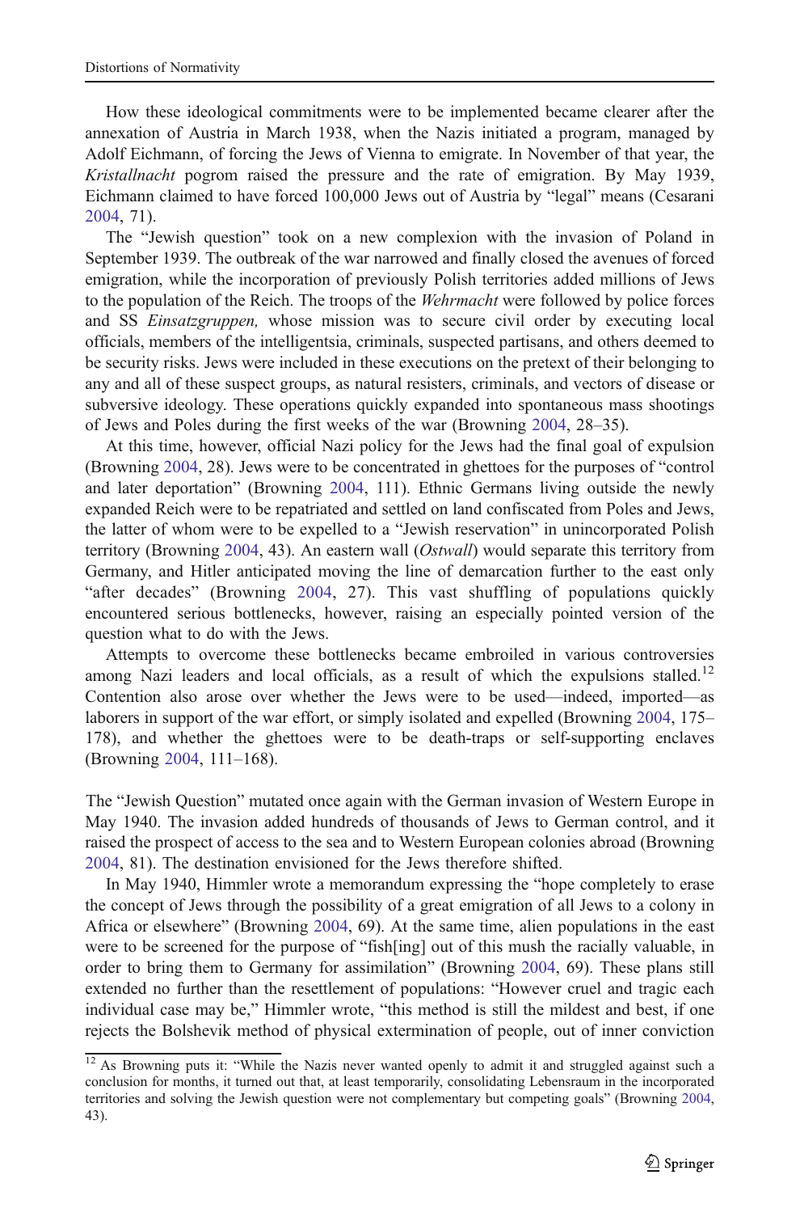How these ideological commitments were to be implemented became clearer after the annexation of Austria in March 1938, when the Nazis initiated a program, managed by Adolf Eichmann, of forcing the Jews of Vienna to emigrate. In November of that year, the *Kristallnacht* pogrom raised the pressure and the rate of emigration. By May 1939, Eichmann claimed to have forced 100,000 Jews out of Austria by "legal" means (Cesarani 2004, 71).

The "Jewish question" took on a new complexion with the invasion of Poland in September 1939. The outbreak of the war narrowed and finally closed the avenues of forced emigration, while the incorporation of previously Polish territories added millions of Jews to the population of the Reich. The troops of the *Wehrmacht* were followed by police forces and SS *Einsatzgruppen,* whose mission was to secure civil order by executing local officials, members of the intelligentsia, criminals, suspected partisans, and others deemed to be security risks. Jews were included in these executions on the pretext of their belonging to any and all of these suspect groups, as natural resisters, criminals, and vectors of disease or subversive ideology. These operations quickly expanded into spontaneous mass shootings of Jews and Poles during the first weeks of the war (Browning 2004, 28–35).

At this time, however, official Nazi policy for the Jews had the final goal of expulsion (Browning 2004, 28). Jews were to be concentrated in ghettoes for the purposes of "control and later deportation" (Browning 2004, 111). Ethnic Germans living outside the newly expanded Reich were to be repatriated and settled on land confiscated from Poles and Jews, the latter of whom were to be expelled to a "Jewish reservation" in unincorporated Polish territory (Browning 2004, 43). An eastern wall (*Ostwall*) would separate this territory from Germany, and Hitler anticipated moving the line of demarcation further to the east only "after decades" (Browning 2004, 27). This vast shuffling of populations quickly encountered serious bottlenecks, however, raising an especially pointed version of the question what to do with the Jews.

Attempts to overcome these bottlenecks became embroiled in various controversies among Nazi leaders and local officials, as a result of which the expulsions stalled.[12] Contention also arose over whether the Jews were to be used—indeed, imported—as laborers in support of the war effort, or simply isolated and expelled (Browning 2004, 175–178), and whether the ghettoes were to be death-traps or self-supporting enclaves (Browning 2004, 111–168).

The "Jewish Question" mutated once again with the German invasion of Western Europe in May 1940. The invasion added hundreds of thousands of Jews to German control, and it raised the prospect of access to the sea and to Western European colonies abroad (Browning 2004, 81). The destination envisioned for the Jews therefore shifted.

In May 1940, Himmler wrote a memorandum expressing the "hope completely to erase the concept of Jews through the possibility of a great emigration of all Jews to a colony in Africa or elsewhere" (Browning 2004, 69). At the same time, alien populations in the east were to be screened for the purpose of "fish[ing] out of this mush the racially valuable, in order to bring them to Germany for assimilation" (Browning 2004, 69). These plans still extended no further than the resettlement of populations: "However cruel and tragic each individual case may be," Himmler wrote, "this method is still the mildest and best, if one rejects the Bolshevik method of physical extermination of people, out of inner conviction

[12] As Browning puts it: "While the Nazis never wanted openly to admit it and struggled against such a conclusion for months, it turned out that, at least temporarily, consolidating Lebensraum in the incorporated territories and solving the Jewish question were not complementary but competing goals" (Browning 2004, 43).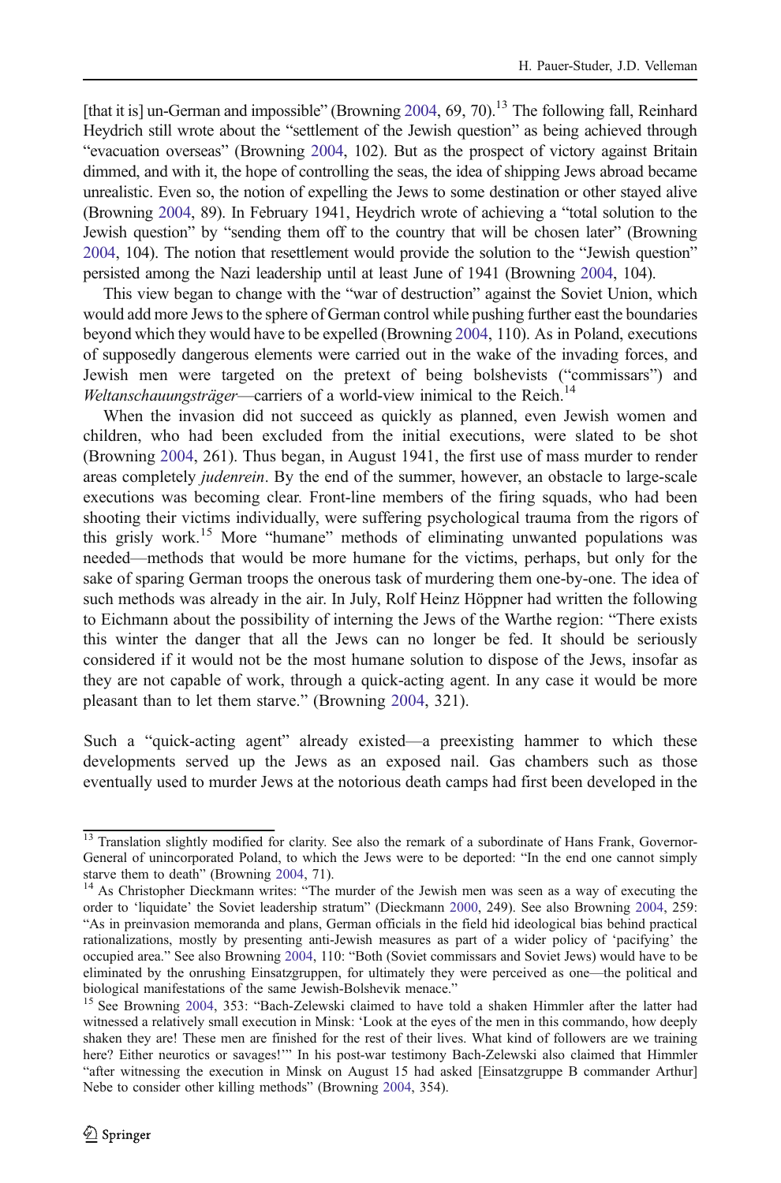[that it is] un-German and impossible" (Browning 2004, 69, 70).[13] The following fall, Reinhard Heydrich still wrote about the "settlement of the Jewish question" as being achieved through "evacuation overseas" (Browning 2004, 102). But as the prospect of victory against Britain dimmed, and with it, the hope of controlling the seas, the idea of shipping Jews abroad became unrealistic. Even so, the notion of expelling the Jews to some destination or other stayed alive (Browning 2004, 89). In February 1941, Heydrich wrote of achieving a "total solution to the Jewish question" by "sending them off to the country that will be chosen later" (Browning 2004, 104). The notion that resettlement would provide the solution to the "Jewish question" persisted among the Nazi leadership until at least June of 1941 (Browning 2004, 104).

This view began to change with the "war of destruction" against the Soviet Union, which would add more Jews to the sphere of German control while pushing further east the boundaries beyond which they would have to be expelled (Browning 2004, 110). As in Poland, executions of supposedly dangerous elements were carried out in the wake of the invading forces, and Jewish men were targeted on the pretext of being bolshevists ("commissars") and *Weltanschauungsträger*—carriers of a world-view inimical to the Reich.[14]

When the invasion did not succeed as quickly as planned, even Jewish women and children, who had been excluded from the initial executions, were slated to be shot (Browning 2004, 261). Thus began, in August 1941, the first use of mass murder to render areas completely *judenrein*. By the end of the summer, however, an obstacle to large-scale executions was becoming clear. Front-line members of the firing squads, who had been shooting their victims individually, were suffering psychological trauma from the rigors of this grisly work.[15] More "humane" methods of eliminating unwanted populations was needed—methods that would be more humane for the victims, perhaps, but only for the sake of sparing German troops the onerous task of murdering them one-by-one. The idea of such methods was already in the air. In July, Rolf Heinz Höppner had written the following to Eichmann about the possibility of interning the Jews of the Warthe region: "There exists this winter the danger that all the Jews can no longer be fed. It should be seriously considered if it would not be the most humane solution to dispose of the Jews, insofar as they are not capable of work, through a quick-acting agent. In any case it would be more pleasant than to let them starve." (Browning 2004, 321).

Such a "quick-acting agent" already existed—a preexisting hammer to which these developments served up the Jews as an exposed nail. Gas chambers such as those eventually used to murder Jews at the notorious death camps had first been developed in the

---

[13] Translation slightly modified for clarity. See also the remark of a subordinate of Hans Frank, Governor-General of unincorporated Poland, to which the Jews were to be deported: "In the end one cannot simply starve them to death" (Browning 2004, 71).

[14] As Christopher Dieckmann writes: "The murder of the Jewish men was seen as a way of executing the order to 'liquidate' the Soviet leadership stratum" (Dieckmann 2000, 249). See also Browning 2004, 259: "As in preinvasion memoranda and plans, German officials in the field hid ideological bias behind practical rationalizations, mostly by presenting anti-Jewish measures as part of a wider policy of 'pacifying' the occupied area." See also Browning 2004, 110: "Both (Soviet commissars and Soviet Jews) would have to be eliminated by the onrushing Einsatzgruppen, for ultimately they were perceived as one—the political and biological manifestations of the same Jewish-Bolshevik menace."

[15] See Browning 2004, 353: "Bach-Zelewski claimed to have told a shaken Himmler after the latter had witnessed a relatively small execution in Minsk: 'Look at the eyes of the men in this commando, how deeply shaken they are! These men are finished for the rest of their lives. What kind of followers are we training here? Either neurotics or savages!'" In his post-war testimony Bach-Zelewski also claimed that Himmler "after witnessing the execution in Minsk on August 15 had asked [Einsatzgruppe B commander Arthur] Nebe to consider other killing methods" (Browning 2004, 354).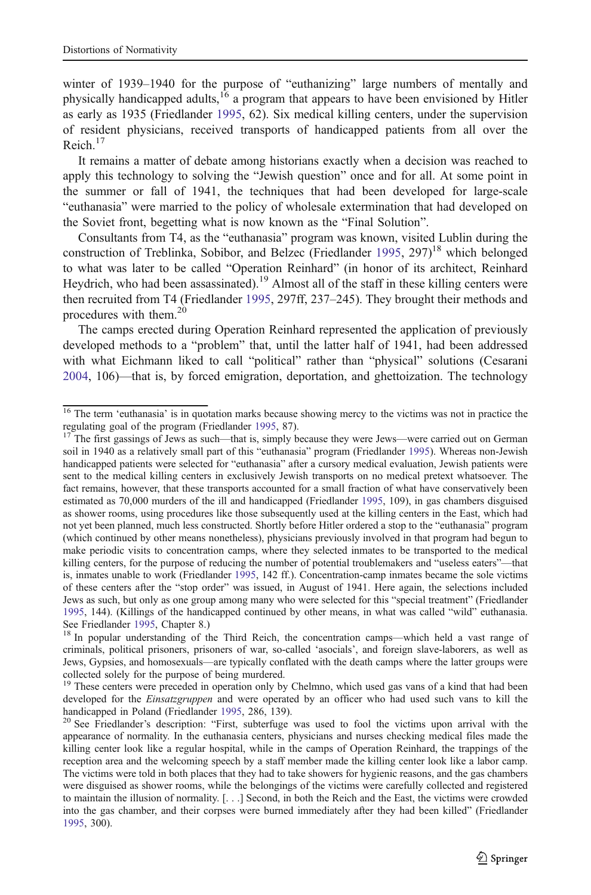winter of 1939–1940 for the purpose of "euthanizing" large numbers of mentally and physically handicapped adults,[16] a program that appears to have been envisioned by Hitler as early as 1935 (Friedlander 1995, 62). Six medical killing centers, under the supervision of resident physicians, received transports of handicapped patients from all over the Reich.[17]

It remains a matter of debate among historians exactly when a decision was reached to apply this technology to solving the "Jewish question" once and for all. At some point in the summer or fall of 1941, the techniques that had been developed for large-scale "euthanasia" were married to the policy of wholesale extermination that had developed on the Soviet front, begetting what is now known as the "Final Solution".

Consultants from T4, as the "euthanasia" program was known, visited Lublin during the construction of Treblinka, Sobibor, and Belzec (Friedlander 1995, 297)[18] which belonged to what was later to be called "Operation Reinhard" (in honor of its architect, Reinhard Heydrich, who had been assassinated).[19] Almost all of the staff in these killing centers were then recruited from T4 (Friedlander 1995, 297ff, 237–245). They brought their methods and procedures with them.[20]

The camps erected during Operation Reinhard represented the application of previously developed methods to a "problem" that, until the latter half of 1941, had been addressed with what Eichmann liked to call "political" rather than "physical" solutions (Cesarani 2004, 106)—that is, by forced emigration, deportation, and ghettoization. The technology

---

[16] The term 'euthanasia' is in quotation marks because showing mercy to the victims was not in practice the regulating goal of the program (Friedlander 1995, 87).

[17] The first gassings of Jews as such—that is, simply because they were Jews—were carried out on German soil in 1940 as a relatively small part of this "euthanasia" program (Friedlander 1995). Whereas non-Jewish handicapped patients were selected for "euthanasia" after a cursory medical evaluation, Jewish patients were sent to the medical killing centers in exclusively Jewish transports on no medical pretext whatsoever. The fact remains, however, that these transports accounted for a small fraction of what have conservatively been estimated as 70,000 murders of the ill and handicapped (Friedlander 1995, 109), in gas chambers disguised as shower rooms, using procedures like those subsequently used at the killing centers in the East, which had not yet been planned, much less constructed. Shortly before Hitler ordered a stop to the "euthanasia" program (which continued by other means nonetheless), physicians previously involved in that program had begun to make periodic visits to concentration camps, where they selected inmates to be transported to the medical killing centers, for the purpose of reducing the number of potential troublemakers and "useless eaters"—that is, inmates unable to work (Friedlander 1995, 142 ff.). Concentration-camp inmates became the sole victims of these centers after the "stop order" was issued, in August of 1941. Here again, the selections included Jews as such, but only as one group among many who were selected for this "special treatment" (Friedlander 1995, 144). (Killings of the handicapped continued by other means, in what was called "wild" euthanasia. See Friedlander 1995, Chapter 8.)

[18] In popular understanding of the Third Reich, the concentration camps—which held a vast range of criminals, political prisoners, prisoners of war, so-called 'asocials', and foreign slave-laborers, as well as Jews, Gypsies, and homosexuals—are typically conflated with the death camps where the latter groups were collected solely for the purpose of being murdered.

[19] These centers were preceded in operation only by Chelmno, which used gas vans of a kind that had been developed for the *Einsatzgruppen* and were operated by an officer who had used such vans to kill the handicapped in Poland (Friedlander 1995, 286, 139).

[20] See Friedlander's description: "First, subterfuge was used to fool the victims upon arrival with the appearance of normality. In the euthanasia centers, physicians and nurses checking medical files made the killing center look like a regular hospital, while in the camps of Operation Reinhard, the trappings of the reception area and the welcoming speech by a staff member made the killing center look like a labor camp. The victims were told in both places that they had to take showers for hygienic reasons, and the gas chambers were disguised as shower rooms, while the belongings of the victims were carefully collected and registered to maintain the illusion of normality. [. . .] Second, in both the Reich and the East, the victims were crowded into the gas chamber, and their corpses were burned immediately after they had been killed" (Friedlander 1995, 300).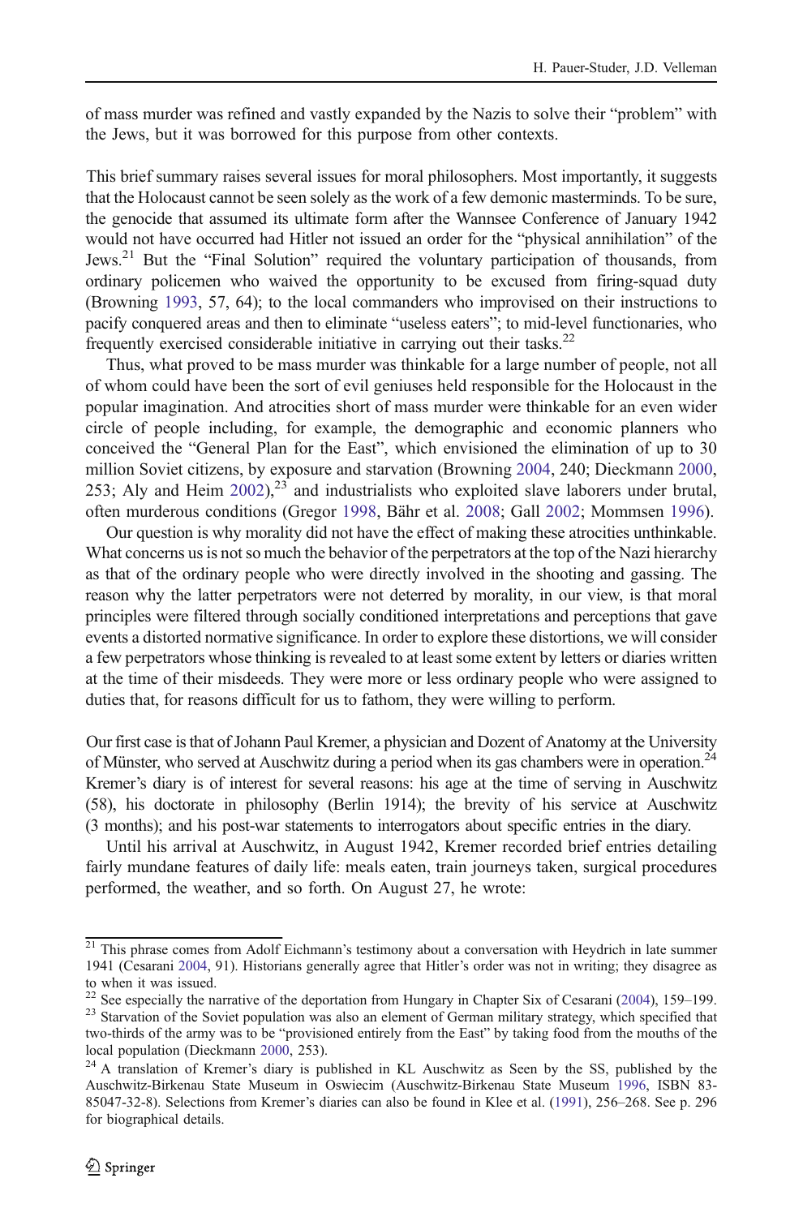of mass murder was refined and vastly expanded by the Nazis to solve their "problem" with the Jews, but it was borrowed for this purpose from other contexts.

This brief summary raises several issues for moral philosophers. Most importantly, it suggests that the Holocaust cannot be seen solely as the work of a few demonic masterminds. To be sure, the genocide that assumed its ultimate form after the Wannsee Conference of January 1942 would not have occurred had Hitler not issued an order for the "physical annihilation" of the Jews.[21] But the "Final Solution" required the voluntary participation of thousands, from ordinary policemen who waived the opportunity to be excused from firing-squad duty (Browning 1993, 57, 64); to the local commanders who improvised on their instructions to pacify conquered areas and then to eliminate "useless eaters"; to mid-level functionaries, who frequently exercised considerable initiative in carrying out their tasks.[22]

Thus, what proved to be mass murder was thinkable for a large number of people, not all of whom could have been the sort of evil geniuses held responsible for the Holocaust in the popular imagination. And atrocities short of mass murder were thinkable for an even wider circle of people including, for example, the demographic and economic planners who conceived the "General Plan for the East", which envisioned the elimination of up to 30 million Soviet citizens, by exposure and starvation (Browning 2004, 240; Dieckmann 2000, 253; Aly and Heim 2002),[23] and industrialists who exploited slave laborers under brutal, often murderous conditions (Gregor 1998, Bähr et al. 2008; Gall 2002; Mommsen 1996).

Our question is why morality did not have the effect of making these atrocities unthinkable. What concerns us is not so much the behavior of the perpetrators at the top of the Nazi hierarchy as that of the ordinary people who were directly involved in the shooting and gassing. The reason why the latter perpetrators were not deterred by morality, in our view, is that moral principles were filtered through socially conditioned interpretations and perceptions that gave events a distorted normative significance. In order to explore these distortions, we will consider a few perpetrators whose thinking is revealed to at least some extent by letters or diaries written at the time of their misdeeds. They were more or less ordinary people who were assigned to duties that, for reasons difficult for us to fathom, they were willing to perform.

Our first case is that of Johann Paul Kremer, a physician and Dozent of Anatomy at the University of Münster, who served at Auschwitz during a period when its gas chambers were in operation.[24] Kremer's diary is of interest for several reasons: his age at the time of serving in Auschwitz (58), his doctorate in philosophy (Berlin 1914); the brevity of his service at Auschwitz (3 months); and his post-war statements to interrogators about specific entries in the diary.

Until his arrival at Auschwitz, in August 1942, Kremer recorded brief entries detailing fairly mundane features of daily life: meals eaten, train journeys taken, surgical procedures performed, the weather, and so forth. On August 27, he wrote:

---

[21] This phrase comes from Adolf Eichmann's testimony about a conversation with Heydrich in late summer 1941 (Cesarani 2004, 91). Historians generally agree that Hitler's order was not in writing; they disagree as to when it was issued.

[22] See especially the narrative of the deportation from Hungary in Chapter Six of Cesarani (2004), 159–199.

[23] Starvation of the Soviet population was also an element of German military strategy, which specified that two-thirds of the army was to be "provisioned entirely from the East" by taking food from the mouths of the local population (Dieckmann 2000, 253).

[24] A translation of Kremer's diary is published in KL Auschwitz as Seen by the SS, published by the Auschwitz-Birkenau State Museum in Oswiecim (Auschwitz-Birkenau State Museum 1996, ISBN 83-85047-32-8). Selections from Kremer's diaries can also be found in Klee et al. (1991), 256–268. See p. 296 for biographical details.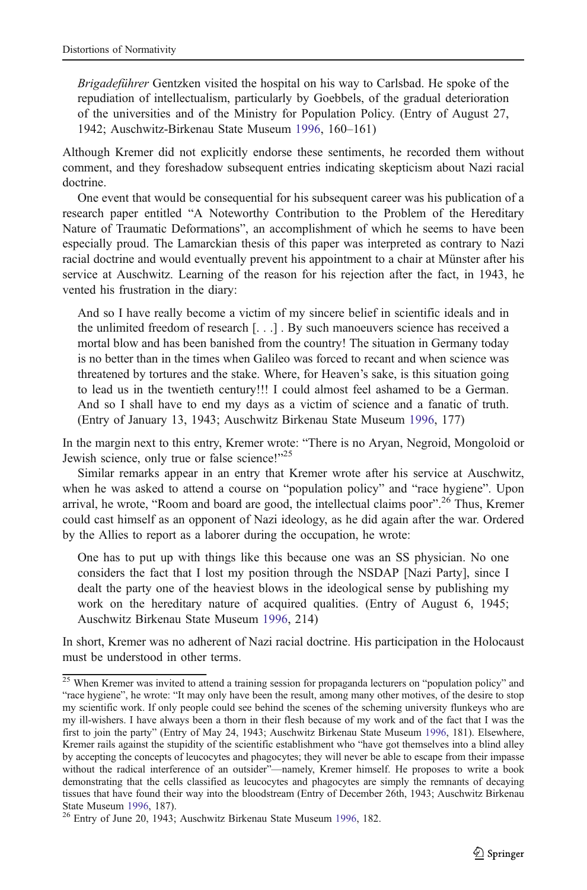> *Brigadeführer* Gentzken visited the hospital on his way to Carlsbad. He spoke of the repudiation of intellectualism, particularly by Goebbels, of the gradual deterioration of the universities and of the Ministry for Population Policy. (Entry of August 27, 1942; Auschwitz-Birkenau State Museum 1996, 160–161)

Although Kremer did not explicitly endorse these sentiments, he recorded them without comment, and they foreshadow subsequent entries indicating skepticism about Nazi racial doctrine.

One event that would be consequential for his subsequent career was his publication of a research paper entitled "A Noteworthy Contribution to the Problem of the Hereditary Nature of Traumatic Deformations", an accomplishment of which he seems to have been especially proud. The Lamarckian thesis of this paper was interpreted as contrary to Nazi racial doctrine and would eventually prevent his appointment to a chair at Münster after his service at Auschwitz. Learning of the reason for his rejection after the fact, in 1943, he vented his frustration in the diary:

> And so I have really become a victim of my sincere belief in scientific ideals and in the unlimited freedom of research [. . .] . By such manoeuvers science has received a mortal blow and has been banished from the country! The situation in Germany today is no better than in the times when Galileo was forced to recant and when science was threatened by tortures and the stake. Where, for Heaven's sake, is this situation going to lead us in the twentieth century!!! I could almost feel ashamed to be a German. And so I shall have to end my days as a victim of science and a fanatic of truth. (Entry of January 13, 1943; Auschwitz Birkenau State Museum 1996, 177)

In the margin next to this entry, Kremer wrote: "There is no Aryan, Negroid, Mongoloid or Jewish science, only true or false science!"[25]

Similar remarks appear in an entry that Kremer wrote after his service at Auschwitz, when he was asked to attend a course on "population policy" and "race hygiene". Upon arrival, he wrote, "Room and board are good, the intellectual claims poor".[26] Thus, Kremer could cast himself as an opponent of Nazi ideology, as he did again after the war. Ordered by the Allies to report as a laborer during the occupation, he wrote:

> One has to put up with things like this because one was an SS physician. No one considers the fact that I lost my position through the NSDAP [Nazi Party], since I dealt the party one of the heaviest blows in the ideological sense by publishing my work on the hereditary nature of acquired qualities. (Entry of August 6, 1945; Auschwitz Birkenau State Museum 1996, 214)

In short, Kremer was no adherent of Nazi racial doctrine. His participation in the Holocaust must be understood in other terms.

---

[25] When Kremer was invited to attend a training session for propaganda lecturers on "population policy" and "race hygiene", he wrote: "It may only have been the result, among many other motives, of the desire to stop my scientific work. If only people could see behind the scenes of the scheming university flunkeys who are my ill-wishers. I have always been a thorn in their flesh because of my work and of the fact that I was the first to join the party" (Entry of May 24, 1943; Auschwitz Birkenau State Museum 1996, 181). Elsewhere, Kremer rails against the stupidity of the scientific establishment who "have got themselves into a blind alley by accepting the concepts of leucocytes and phagocytes; they will never be able to escape from their impasse without the radical interference of an outsider"—namely, Kremer himself. He proposes to write a book demonstrating that the cells classified as leucocytes and phagocytes are simply the remnants of decaying tissues that have found their way into the bloodstream (Entry of December 26th, 1943; Auschwitz Birkenau State Museum 1996, 187).

[26] Entry of June 20, 1943; Auschwitz Birkenau State Museum 1996, 182.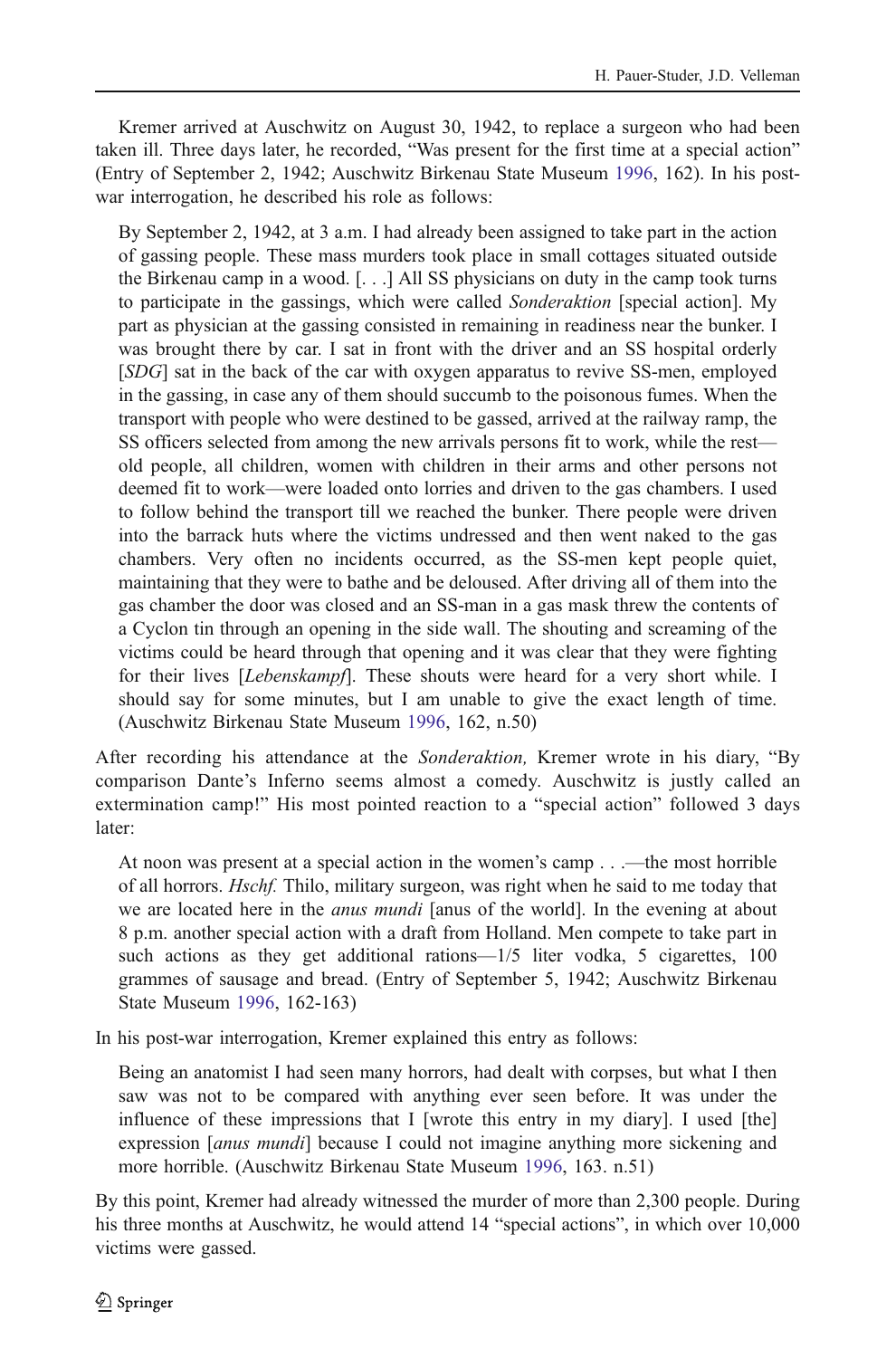Kremer arrived at Auschwitz on August 30, 1942, to replace a surgeon who had been taken ill. Three days later, he recorded, "Was present for the first time at a special action" (Entry of September 2, 1942; Auschwitz Birkenau State Museum 1996, 162). In his post-war interrogation, he described his role as follows:

> By September 2, 1942, at 3 a.m. I had already been assigned to take part in the action of gassing people. These mass murders took place in small cottages situated outside the Birkenau camp in a wood. [. . .] All SS physicians on duty in the camp took turns to participate in the gassings, which were called *Sonderaktion* [special action]. My part as physician at the gassing consisted in remaining in readiness near the bunker. I was brought there by car. I sat in front with the driver and an SS hospital orderly [*SDG*] sat in the back of the car with oxygen apparatus to revive SS-men, employed in the gassing, in case any of them should succumb to the poisonous fumes. When the transport with people who were destined to be gassed, arrived at the railway ramp, the SS officers selected from among the new arrivals persons fit to work, while the rest—old people, all children, women with children in their arms and other persons not deemed fit to work—were loaded onto lorries and driven to the gas chambers. I used to follow behind the transport till we reached the bunker. There people were driven into the barrack huts where the victims undressed and then went naked to the gas chambers. Very often no incidents occurred, as the SS-men kept people quiet, maintaining that they were to bathe and be deloused. After driving all of them into the gas chamber the door was closed and an SS-man in a gas mask threw the contents of a Cyclon tin through an opening in the side wall. The shouting and screaming of the victims could be heard through that opening and it was clear that they were fighting for their lives [*Lebenskampf*]. These shouts were heard for a very short while. I should say for some minutes, but I am unable to give the exact length of time. (Auschwitz Birkenau State Museum 1996, 162, n.50)

After recording his attendance at the *Sonderaktion,* Kremer wrote in his diary, "By comparison Dante's Inferno seems almost a comedy. Auschwitz is justly called an extermination camp!" His most pointed reaction to a "special action" followed 3 days later:

> At noon was present at a special action in the women's camp . . .—the most horrible of all horrors. *Hschf.* Thilo, military surgeon, was right when he said to me today that we are located here in the *anus mundi* [anus of the world]. In the evening at about 8 p.m. another special action with a draft from Holland. Men compete to take part in such actions as they get additional rations—1/5 liter vodka, 5 cigarettes, 100 grammes of sausage and bread. (Entry of September 5, 1942; Auschwitz Birkenau State Museum 1996, 162-163)

In his post-war interrogation, Kremer explained this entry as follows:

> Being an anatomist I had seen many horrors, had dealt with corpses, but what I then saw was not to be compared with anything ever seen before. It was under the influence of these impressions that I [wrote this entry in my diary]. I used [the] expression [*anus mundi*] because I could not imagine anything more sickening and more horrible. (Auschwitz Birkenau State Museum 1996, 163. n.51)

By this point, Kremer had already witnessed the murder of more than 2,300 people. During his three months at Auschwitz, he would attend 14 "special actions", in which over 10,000 victims were gassed.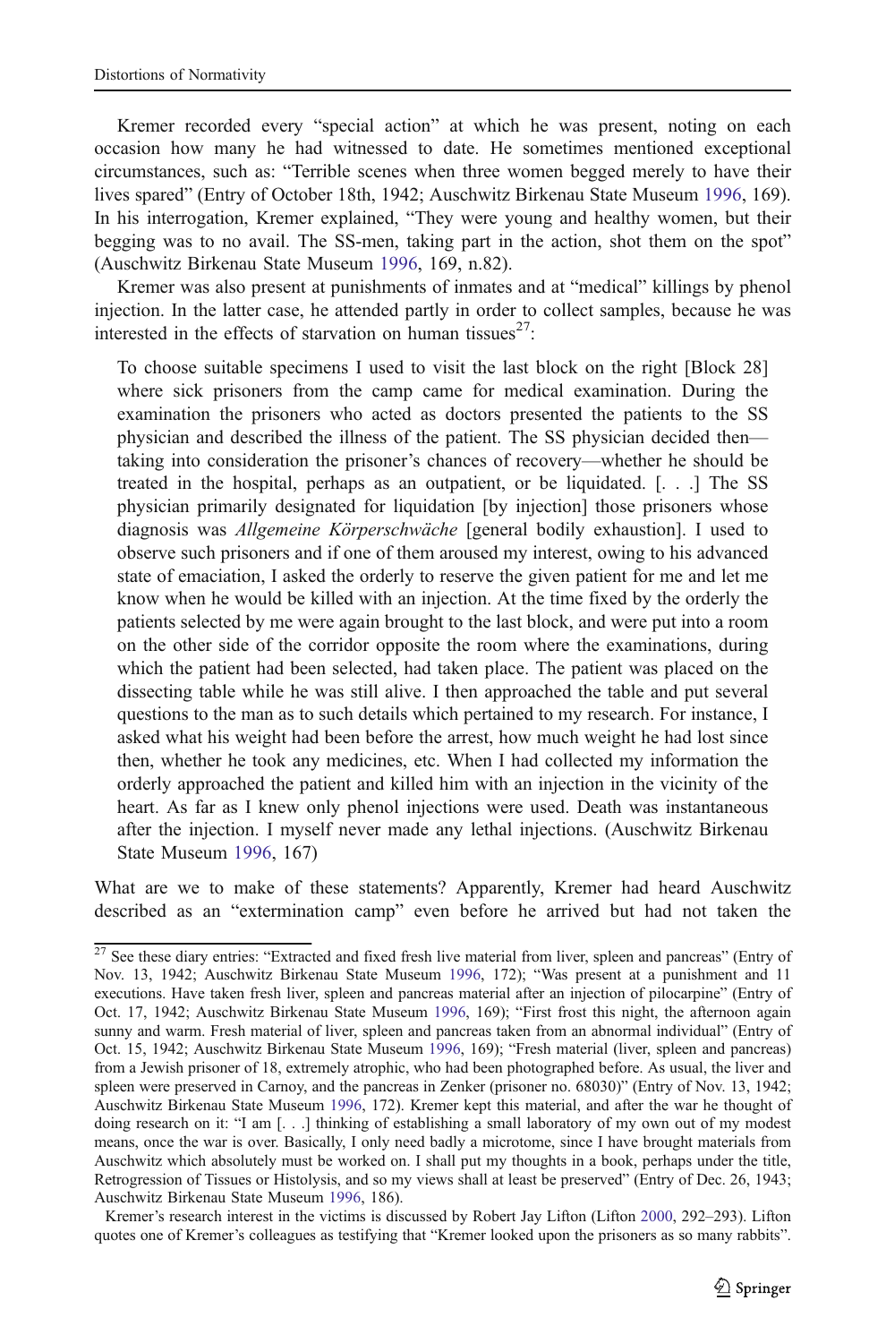Kremer recorded every "special action" at which he was present, noting on each occasion how many he had witnessed to date. He sometimes mentioned exceptional circumstances, such as: "Terrible scenes when three women begged merely to have their lives spared" (Entry of October 18th, 1942; Auschwitz Birkenau State Museum 1996, 169). In his interrogation, Kremer explained, "They were young and healthy women, but their begging was to no avail. The SS-men, taking part in the action, shot them on the spot" (Auschwitz Birkenau State Museum 1996, 169, n.82).

Kremer was also present at punishments of inmates and at "medical" killings by phenol injection. In the latter case, he attended partly in order to collect samples, because he was interested in the effects of starvation on human tissues[27]:

> To choose suitable specimens I used to visit the last block on the right [Block 28] where sick prisoners from the camp came for medical examination. During the examination the prisoners who acted as doctors presented the patients to the SS physician and described the illness of the patient. The SS physician decided then—taking into consideration the prisoner's chances of recovery—whether he should be treated in the hospital, perhaps as an outpatient, or be liquidated. [. . .] The SS physician primarily designated for liquidation [by injection] those prisoners whose diagnosis was *Allgemeine Körperschwäche* [general bodily exhaustion]. I used to observe such prisoners and if one of them aroused my interest, owing to his advanced state of emaciation, I asked the orderly to reserve the given patient for me and let me know when he would be killed with an injection. At the time fixed by the orderly the patients selected by me were again brought to the last block, and were put into a room on the other side of the corridor opposite the room where the examinations, during which the patient had been selected, had taken place. The patient was placed on the dissecting table while he was still alive. I then approached the table and put several questions to the man as to such details which pertained to my research. For instance, I asked what his weight had been before the arrest, how much weight he had lost since then, whether he took any medicines, etc. When I had collected my information the orderly approached the patient and killed him with an injection in the vicinity of the heart. As far as I knew only phenol injections were used. Death was instantaneous after the injection. I myself never made any lethal injections. (Auschwitz Birkenau State Museum 1996, 167)

What are we to make of these statements? Apparently, Kremer had heard Auschwitz described as an "extermination camp" even before he arrived but had not taken the

---

[27] See these diary entries: "Extracted and fixed fresh live material from liver, spleen and pancreas" (Entry of Nov. 13, 1942; Auschwitz Birkenau State Museum 1996, 172); "Was present at a punishment and 11 executions. Have taken fresh liver, spleen and pancreas material after an injection of pilocarpine" (Entry of Oct. 17, 1942; Auschwitz Birkenau State Museum 1996, 169); "First frost this night, the afternoon again sunny and warm. Fresh material of liver, spleen and pancreas taken from an abnormal individual" (Entry of Oct. 15, 1942; Auschwitz Birkenau State Museum 1996, 169); "Fresh material (liver, spleen and pancreas) from a Jewish prisoner of 18, extremely atrophic, who had been photographed before. As usual, the liver and spleen were preserved in Carnoy, and the pancreas in Zenker (prisoner no. 68030)" (Entry of Nov. 13, 1942; Auschwitz Birkenau State Museum 1996, 172). Kremer kept this material, and after the war he thought of doing research on it: "I am [. . .] thinking of establishing a small laboratory of my own out of my modest means, once the war is over. Basically, I only need badly a microtome, since I have brought materials from Auschwitz which absolutely must be worked on. I shall put my thoughts in a book, perhaps under the title, Retrogression of Tissues or Histolysis, and so my views shall at least be preserved" (Entry of Dec. 26, 1943; Auschwitz Birkenau State Museum 1996, 186).

Kremer's research interest in the victims is discussed by Robert Jay Lifton (Lifton 2000, 292–293). Lifton quotes one of Kremer's colleagues as testifying that "Kremer looked upon the prisoners as so many rabbits".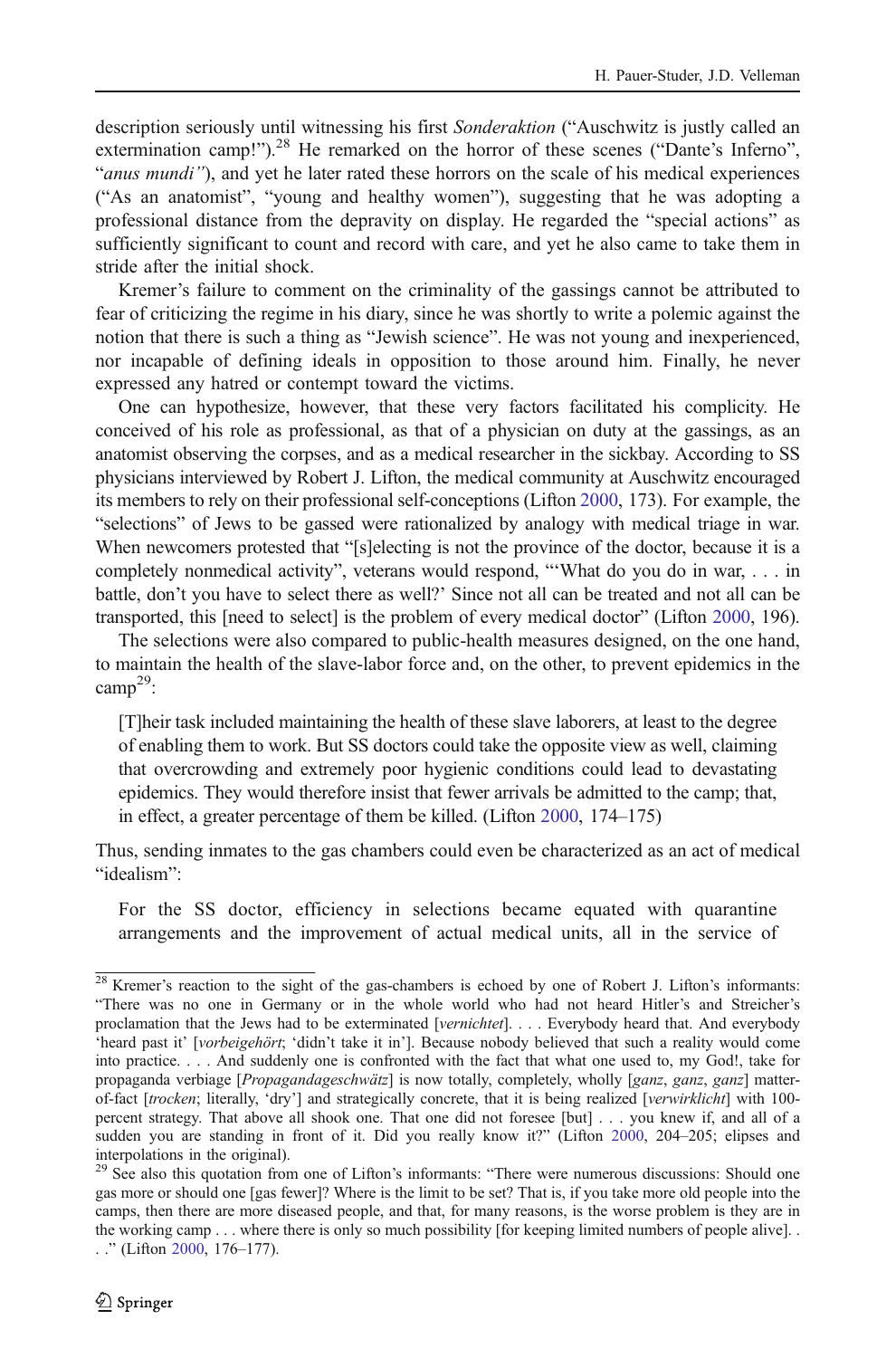description seriously until witnessing his first *Sonderaktion* ("Auschwitz is justly called an extermination camp!").[28] He remarked on the horror of these scenes ("Dante's Inferno", "*anus mundi"*), and yet he later rated these horrors on the scale of his medical experiences ("As an anatomist", "young and healthy women"), suggesting that he was adopting a professional distance from the depravity on display. He regarded the "special actions" as sufficiently significant to count and record with care, and yet he also came to take them in stride after the initial shock.

Kremer's failure to comment on the criminality of the gassings cannot be attributed to fear of criticizing the regime in his diary, since he was shortly to write a polemic against the notion that there is such a thing as "Jewish science". He was not young and inexperienced, nor incapable of defining ideals in opposition to those around him. Finally, he never expressed any hatred or contempt toward the victims.

One can hypothesize, however, that these very factors facilitated his complicity. He conceived of his role as professional, as that of a physician on duty at the gassings, as an anatomist observing the corpses, and as a medical researcher in the sickbay. According to SS physicians interviewed by Robert J. Lifton, the medical community at Auschwitz encouraged its members to rely on their professional self-conceptions (Lifton 2000, 173). For example, the "selections" of Jews to be gassed were rationalized by analogy with medical triage in war. When newcomers protested that "[s]electing is not the province of the doctor, because it is a completely nonmedical activity", veterans would respond, "'What do you do in war, . . . in battle, don't you have to select there as well?' Since not all can be treated and not all can be transported, this [need to select] is the problem of every medical doctor" (Lifton 2000, 196).

The selections were also compared to public-health measures designed, on the one hand, to maintain the health of the slave-labor force and, on the other, to prevent epidemics in the camp[29]:

> [T]heir task included maintaining the health of these slave laborers, at least to the degree of enabling them to work. But SS doctors could take the opposite view as well, claiming that overcrowding and extremely poor hygienic conditions could lead to devastating epidemics. They would therefore insist that fewer arrivals be admitted to the camp; that, in effect, a greater percentage of them be killed. (Lifton 2000, 174–175)

Thus, sending inmates to the gas chambers could even be characterized as an act of medical "idealism":

> For the SS doctor, efficiency in selections became equated with quarantine arrangements and the improvement of actual medical units, all in the service of

---

[28] Kremer's reaction to the sight of the gas-chambers is echoed by one of Robert J. Lifton's informants: "There was no one in Germany or in the whole world who had not heard Hitler's and Streicher's proclamation that the Jews had to be exterminated [*vernichtet*]. . . . Everybody heard that. And everybody 'heard past it' [*vorbeigehört*; 'didn't take it in']. Because nobody believed that such a reality would come into practice. . . . And suddenly one is confronted with the fact that what one used to, my God!, take for propaganda verbiage [*Propagandageschwätz*] is now totally, completely, wholly [*ganz*, *ganz*, *ganz*] matter-of-fact [*trocken*; literally, 'dry'] and strategically concrete, that it is being realized [*verwirklicht*] with 100-percent strategy. That above all shook one. That one did not foresee [but] . . . you knew if, and all of a sudden you are standing in front of it. Did you really know it?" (Lifton 2000, 204–205; elipses and interpolations in the original).

[29] See also this quotation from one of Lifton's informants: "There were numerous discussions: Should one gas more or should one [gas fewer]? Where is the limit to be set? That is, if you take more old people into the camps, then there are more diseased people, and that, for many reasons, is the worse problem is they are in the working camp . . . where there is only so much possibility [for keeping limited numbers of people alive]. . . ." (Lifton 2000, 176–177).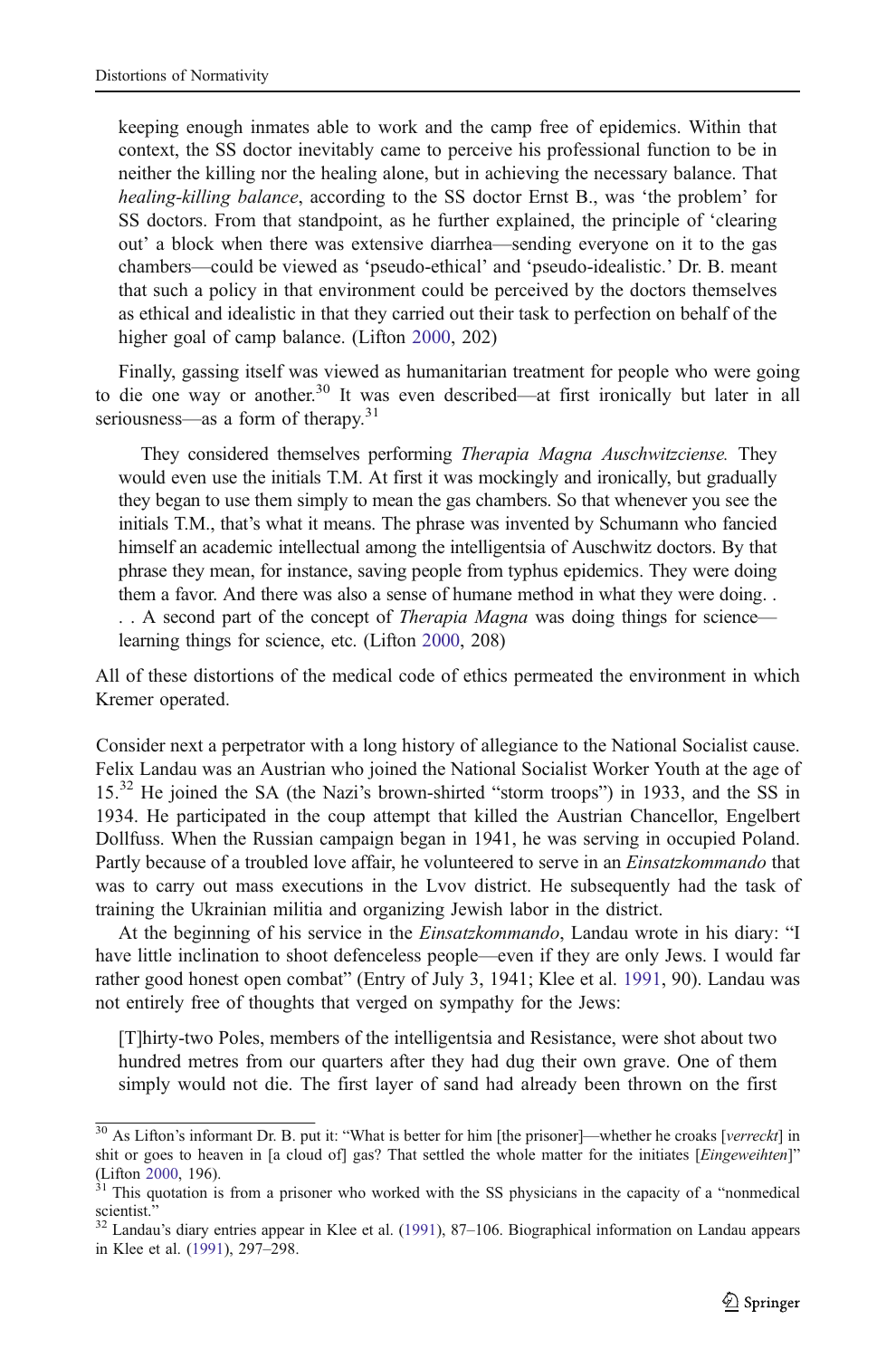keeping enough inmates able to work and the camp free of epidemics. Within that context, the SS doctor inevitably came to perceive his professional function to be in neither the killing nor the healing alone, but in achieving the necessary balance. That *healing-killing balance*, according to the SS doctor Ernst B., was 'the problem' for SS doctors. From that standpoint, as he further explained, the principle of 'clearing out' a block when there was extensive diarrhea—sending everyone on it to the gas chambers—could be viewed as 'pseudo-ethical' and 'pseudo-idealistic.' Dr. B. meant that such a policy in that environment could be perceived by the doctors themselves as ethical and idealistic in that they carried out their task to perfection on behalf of the higher goal of camp balance. (Lifton 2000, 202)

Finally, gassing itself was viewed as humanitarian treatment for people who were going to die one way or another.[30] It was even described—at first ironically but later in all seriousness—as a form of therapy.[31]

> They considered themselves performing *Therapia Magna Auschwitzciense.* They would even use the initials T.M. At first it was mockingly and ironically, but gradually they began to use them simply to mean the gas chambers. So that whenever you see the initials T.M., that's what it means. The phrase was invented by Schumann who fancied himself an academic intellectual among the intelligentsia of Auschwitz doctors. By that phrase they mean, for instance, saving people from typhus epidemics. They were doing them a favor. And there was also a sense of humane method in what they were doing. . . . A second part of the concept of *Therapia Magna* was doing things for science—learning things for science, etc. (Lifton 2000, 208)

All of these distortions of the medical code of ethics permeated the environment in which Kremer operated.

Consider next a perpetrator with a long history of allegiance to the National Socialist cause. Felix Landau was an Austrian who joined the National Socialist Worker Youth at the age of 15.[32] He joined the SA (the Nazi's brown-shirted "storm troops") in 1933, and the SS in 1934. He participated in the coup attempt that killed the Austrian Chancellor, Engelbert Dollfuss. When the Russian campaign began in 1941, he was serving in occupied Poland. Partly because of a troubled love affair, he volunteered to serve in an *Einsatzkommando* that was to carry out mass executions in the Lvov district. He subsequently had the task of training the Ukrainian militia and organizing Jewish labor in the district.

At the beginning of his service in the *Einsatzkommando*, Landau wrote in his diary: "I have little inclination to shoot defenceless people—even if they are only Jews. I would far rather good honest open combat" (Entry of July 3, 1941; Klee et al. 1991, 90). Landau was not entirely free of thoughts that verged on sympathy for the Jews:

> [T]hirty-two Poles, members of the intelligentsia and Resistance, were shot about two hundred metres from our quarters after they had dug their own grave. One of them simply would not die. The first layer of sand had already been thrown on the first

[30] As Lifton's informant Dr. B. put it: "What is better for him [the prisoner]—whether he croaks [*verreckt*] in shit or goes to heaven in [a cloud of] gas? That settled the whole matter for the initiates [*Eingeweihten*]" (Lifton 2000, 196).

[31] This quotation is from a prisoner who worked with the SS physicians in the capacity of a "nonmedical scientist."

[32] Landau's diary entries appear in Klee et al. (1991), 87–106. Biographical information on Landau appears in Klee et al. (1991), 297–298.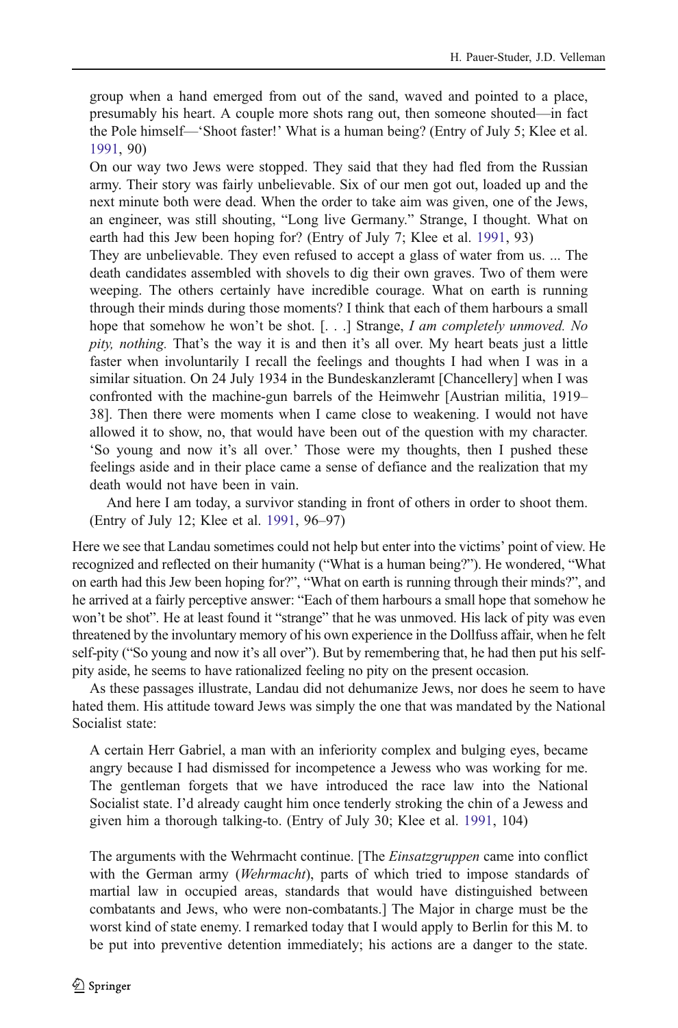> group when a hand emerged from out of the sand, waved and pointed to a place, presumably his heart. A couple more shots rang out, then someone shouted—in fact the Pole himself—'Shoot faster!' What is a human being? (Entry of July 5; Klee et al. 1991, 90)
>
> On our way two Jews were stopped. They said that they had fled from the Russian army. Their story was fairly unbelievable. Six of our men got out, loaded up and the next minute both were dead. When the order to take aim was given, one of the Jews, an engineer, was still shouting, "Long live Germany." Strange, I thought. What on earth had this Jew been hoping for? (Entry of July 7; Klee et al. 1991, 93)
>
> They are unbelievable. They even refused to accept a glass of water from us. ... The death candidates assembled with shovels to dig their own graves. Two of them were weeping. The others certainly have incredible courage. What on earth is running through their minds during those moments? I think that each of them harbours a small hope that somehow he won't be shot. [. . .] Strange, *I am completely unmoved. No pity, nothing.* That's the way it is and then it's all over. My heart beats just a little faster when involuntarily I recall the feelings and thoughts I had when I was in a similar situation. On 24 July 1934 in the Bundeskanzleramt [Chancellery] when I was confronted with the machine-gun barrels of the Heimwehr [Austrian militia, 1919–38]. Then there were moments when I came close to weakening. I would not have allowed it to show, no, that would have been out of the question with my character. 'So young and now it's all over.' Those were my thoughts, then I pushed these feelings aside and in their place came a sense of defiance and the realization that my death would not have been in vain.
>
> And here I am today, a survivor standing in front of others in order to shoot them. (Entry of July 12; Klee et al. 1991, 96–97)

Here we see that Landau sometimes could not help but enter into the victims' point of view. He recognized and reflected on their humanity ("What is a human being?"). He wondered, "What on earth had this Jew been hoping for?", "What on earth is running through their minds?", and he arrived at a fairly perceptive answer: "Each of them harbours a small hope that somehow he won't be shot". He at least found it "strange" that he was unmoved. His lack of pity was even threatened by the involuntary memory of his own experience in the Dollfuss affair, when he felt self-pity ("So young and now it's all over"). But by remembering that, he had then put his self-pity aside, he seems to have rationalized feeling no pity on the present occasion.

As these passages illustrate, Landau did not dehumanize Jews, nor does he seem to have hated them. His attitude toward Jews was simply the one that was mandated by the National Socialist state:

> A certain Herr Gabriel, a man with an inferiority complex and bulging eyes, became angry because I had dismissed for incompetence a Jewess who was working for me. The gentleman forgets that we have introduced the race law into the National Socialist state. I'd already caught him once tenderly stroking the chin of a Jewess and given him a thorough talking-to. (Entry of July 30; Klee et al. 1991, 104)

> The arguments with the Wehrmacht continue. [The *Einsatzgruppen* came into conflict with the German army (*Wehrmacht*), parts of which tried to impose standards of martial law in occupied areas, standards that would have distinguished between combatants and Jews, who were non-combatants.] The Major in charge must be the worst kind of state enemy. I remarked today that I would apply to Berlin for this M. to be put into preventive detention immediately; his actions are a danger to the state.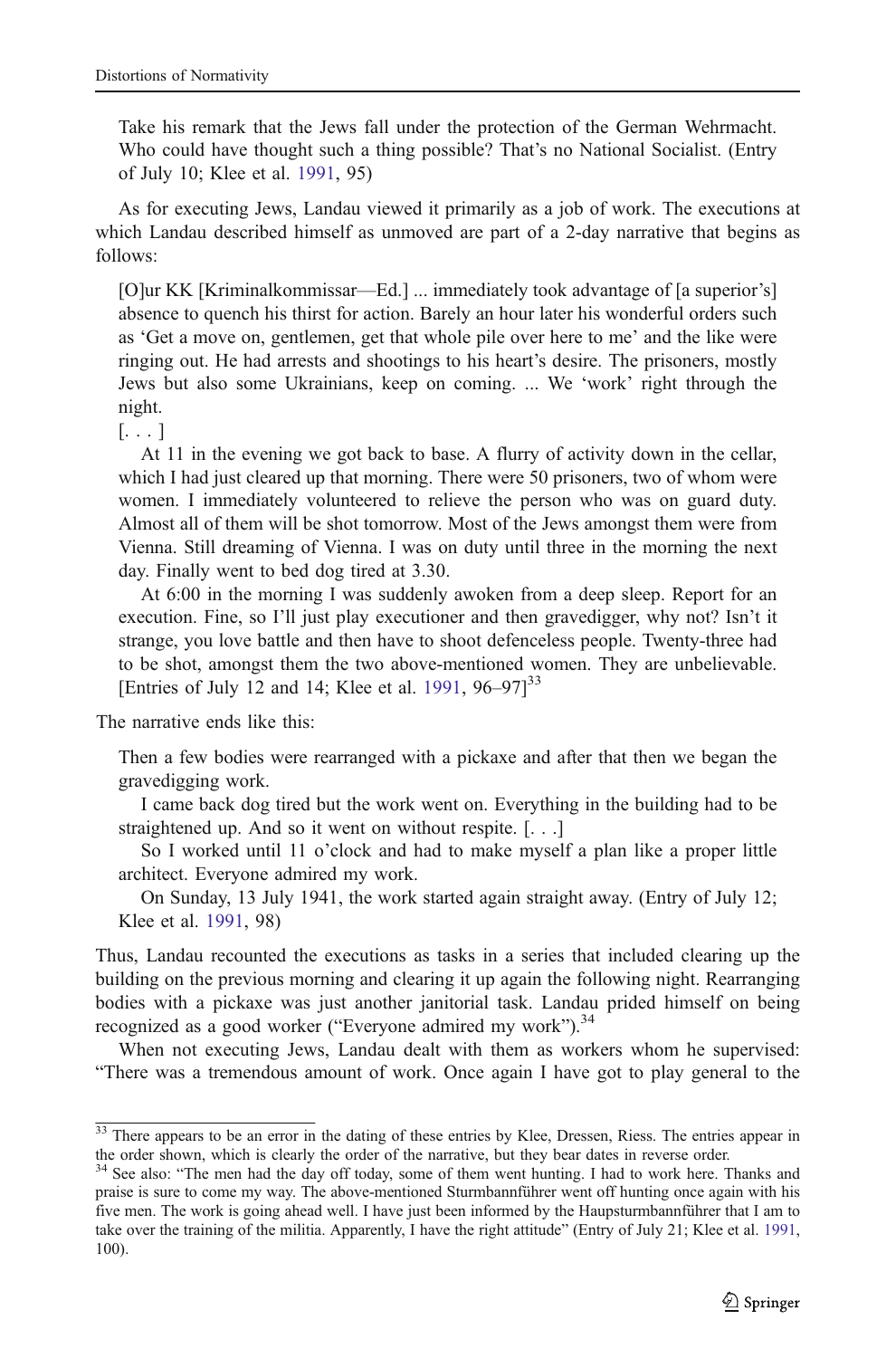> Take his remark that the Jews fall under the protection of the German Wehrmacht. Who could have thought such a thing possible? That's no National Socialist. (Entry of July 10; Klee et al. 1991, 95)

As for executing Jews, Landau viewed it primarily as a job of work. The executions at which Landau described himself as unmoved are part of a 2-day narrative that begins as follows:

> [O]ur KK [Kriminalkommissar—Ed.] ... immediately took advantage of [a superior's] absence to quench his thirst for action. Barely an hour later his wonderful orders such as 'Get a move on, gentlemen, get that whole pile over here to me' and the like were ringing out. He had arrests and shootings to his heart's desire. The prisoners, mostly Jews but also some Ukrainians, keep on coming. ... We 'work' right through the night.
>
> [. . . ]
>
> At 11 in the evening we got back to base. A flurry of activity down in the cellar, which I had just cleared up that morning. There were 50 prisoners, two of whom were women. I immediately volunteered to relieve the person who was on guard duty. Almost all of them will be shot tomorrow. Most of the Jews amongst them were from Vienna. Still dreaming of Vienna. I was on duty until three in the morning the next day. Finally went to bed dog tired at 3.30.
>
> At 6:00 in the morning I was suddenly awoken from a deep sleep. Report for an execution. Fine, so I'll just play executioner and then gravedigger, why not? Isn't it strange, you love battle and then have to shoot defenceless people. Twenty-three had to be shot, amongst them the two above-mentioned women. They are unbelievable. [Entries of July 12 and 14; Klee et al. 1991, 96–97][33]

The narrative ends like this:

> Then a few bodies were rearranged with a pickaxe and after that then we began the gravedigging work.
>
> I came back dog tired but the work went on. Everything in the building had to be straightened up. And so it went on without respite. [. . .]
>
> So I worked until 11 o'clock and had to make myself a plan like a proper little architect. Everyone admired my work.
>
> On Sunday, 13 July 1941, the work started again straight away. (Entry of July 12; Klee et al. 1991, 98)

Thus, Landau recounted the executions as tasks in a series that included clearing up the building on the previous morning and clearing it up again the following night. Rearranging bodies with a pickaxe was just another janitorial task. Landau prided himself on being recognized as a good worker ("Everyone admired my work").[34]

When not executing Jews, Landau dealt with them as workers whom he supervised: "There was a tremendous amount of work. Once again I have got to play general to the

---

[33] There appears to be an error in the dating of these entries by Klee, Dressen, Riess. The entries appear in the order shown, which is clearly the order of the narrative, but they bear dates in reverse order.

[34] See also: "The men had the day off today, some of them went hunting. I had to work here. Thanks and praise is sure to come my way. The above-mentioned Sturmbannführer went off hunting once again with his five men. The work is going ahead well. I have just been informed by the Haupsturmbannführer that I am to take over the training of the militia. Apparently, I have the right attitude" (Entry of July 21; Klee et al. 1991, 100).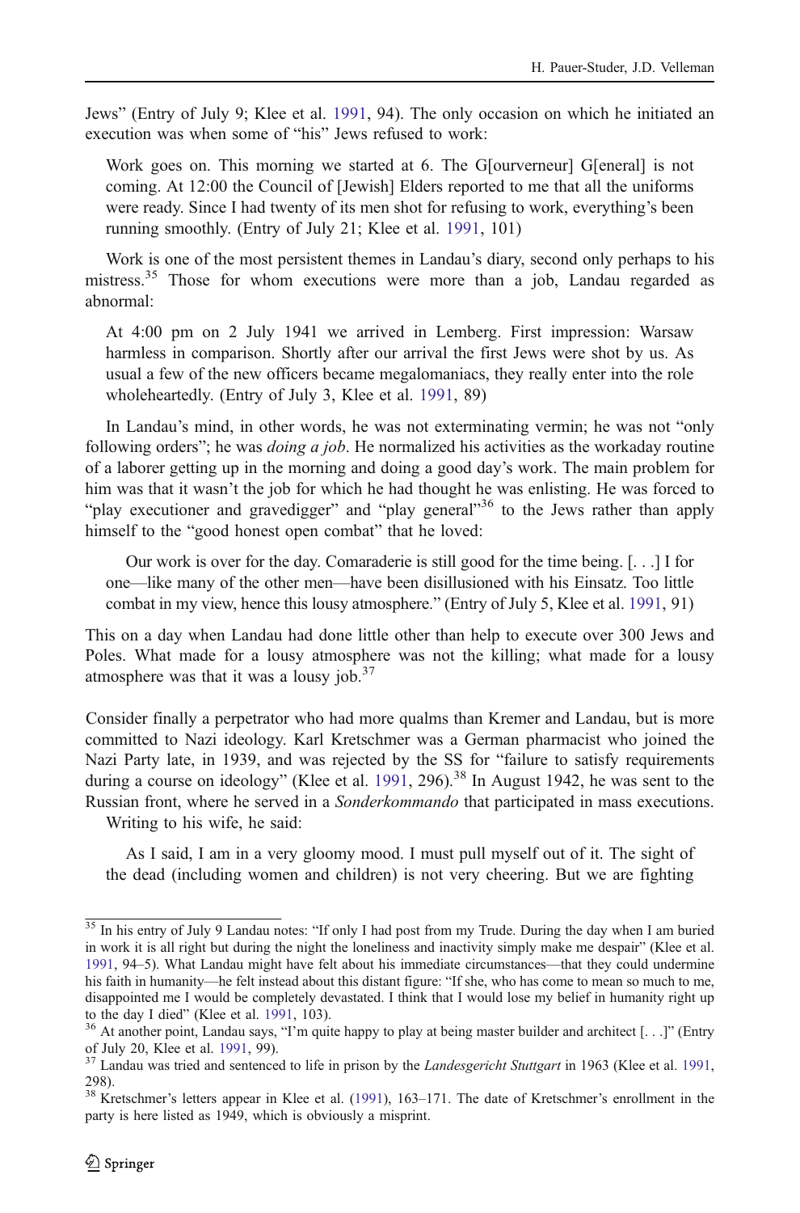Jews" (Entry of July 9; Klee et al. 1991, 94). The only occasion on which he initiated an execution was when some of "his" Jews refused to work:

> Work goes on. This morning we started at 6. The G[ourverneur] G[eneral] is not coming. At 12:00 the Council of [Jewish] Elders reported to me that all the uniforms were ready. Since I had twenty of its men shot for refusing to work, everything's been running smoothly. (Entry of July 21; Klee et al. 1991, 101)

Work is one of the most persistent themes in Landau's diary, second only perhaps to his mistress.[35] Those for whom executions were more than a job, Landau regarded as abnormal:

> At 4:00 pm on 2 July 1941 we arrived in Lemberg. First impression: Warsaw harmless in comparison. Shortly after our arrival the first Jews were shot by us. As usual a few of the new officers became megalomaniacs, they really enter into the role wholeheartedly. (Entry of July 3, Klee et al. 1991, 89)

In Landau's mind, in other words, he was not exterminating vermin; he was not "only following orders"; he was *doing a job*. He normalized his activities as the workaday routine of a laborer getting up in the morning and doing a good day's work. The main problem for him was that it wasn't the job for which he had thought he was enlisting. He was forced to "play executioner and gravedigger" and "play general"[36] to the Jews rather than apply himself to the "good honest open combat" that he loved:

> Our work is over for the day. Comaraderie is still good for the time being. [. . .] I for one—like many of the other men—have been disillusioned with his Einsatz. Too little combat in my view, hence this lousy atmosphere." (Entry of July 5, Klee et al. 1991, 91)

This on a day when Landau had done little other than help to execute over 300 Jews and Poles. What made for a lousy atmosphere was not the killing; what made for a lousy atmosphere was that it was a lousy job.[37]

Consider finally a perpetrator who had more qualms than Kremer and Landau, but is more committed to Nazi ideology. Karl Kretschmer was a German pharmacist who joined the Nazi Party late, in 1939, and was rejected by the SS for "failure to satisfy requirements during a course on ideology" (Klee et al. 1991, 296).[38] In August 1942, he was sent to the Russian front, where he served in a *Sonderkommando* that participated in mass executions.

Writing to his wife, he said:

> As I said, I am in a very gloomy mood. I must pull myself out of it. The sight of the dead (including women and children) is not very cheering. But we are fighting

---

[35] In his entry of July 9 Landau notes: "If only I had post from my Trude. During the day when I am buried in work it is all right but during the night the loneliness and inactivity simply make me despair" (Klee et al. 1991, 94–5). What Landau might have felt about his immediate circumstances—that they could undermine his faith in humanity—he felt instead about this distant figure: "If she, who has come to mean so much to me, disappointed me I would be completely devastated. I think that I would lose my belief in humanity right up to the day I died" (Klee et al. 1991, 103).

[36] At another point, Landau says, "I'm quite happy to play at being master builder and architect [. . .]" (Entry of July 20, Klee et al. 1991, 99).

[37] Landau was tried and sentenced to life in prison by the *Landesgericht Stuttgart* in 1963 (Klee et al. 1991, 298).

[38] Kretschmer's letters appear in Klee et al. (1991), 163–171. The date of Kretschmer's enrollment in the party is here listed as 1949, which is obviously a misprint.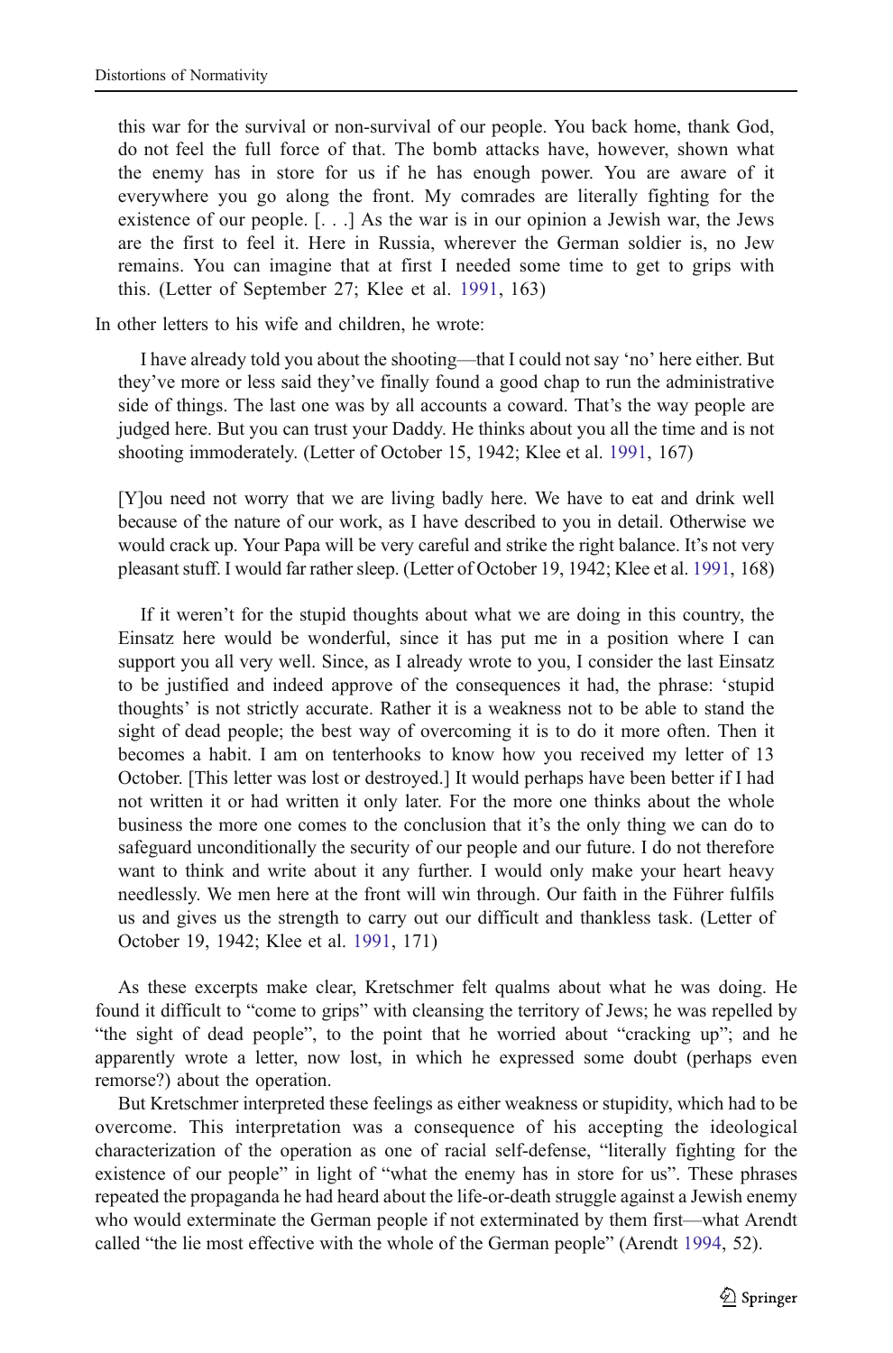> this war for the survival or non-survival of our people. You back home, thank God, do not feel the full force of that. The bomb attacks have, however, shown what the enemy has in store for us if he has enough power. You are aware of it everywhere you go along the front. My comrades are literally fighting for the existence of our people. [. . .] As the war is in our opinion a Jewish war, the Jews are the first to feel it. Here in Russia, wherever the German soldier is, no Jew remains. You can imagine that at first I needed some time to get to grips with this. (Letter of September 27; Klee et al. 1991, 163)

In other letters to his wife and children, he wrote:

> I have already told you about the shooting—that I could not say 'no' here either. But they've more or less said they've finally found a good chap to run the administrative side of things. The last one was by all accounts a coward. That's the way people are judged here. But you can trust your Daddy. He thinks about you all the time and is not shooting immoderately. (Letter of October 15, 1942; Klee et al. 1991, 167)

> [Y]ou need not worry that we are living badly here. We have to eat and drink well because of the nature of our work, as I have described to you in detail. Otherwise we would crack up. Your Papa will be very careful and strike the right balance. It's not very pleasant stuff. I would far rather sleep. (Letter of October 19, 1942; Klee et al. 1991, 168)

> If it weren't for the stupid thoughts about what we are doing in this country, the Einsatz here would be wonderful, since it has put me in a position where I can support you all very well. Since, as I already wrote to you, I consider the last Einsatz to be justified and indeed approve of the consequences it had, the phrase: 'stupid thoughts' is not strictly accurate. Rather it is a weakness not to be able to stand the sight of dead people; the best way of overcoming it is to do it more often. Then it becomes a habit. I am on tenterhooks to know how you received my letter of 13 October. [This letter was lost or destroyed.] It would perhaps have been better if I had not written it or had written it only later. For the more one thinks about the whole business the more one comes to the conclusion that it's the only thing we can do to safeguard unconditionally the security of our people and our future. I do not therefore want to think and write about it any further. I would only make your heart heavy needlessly. We men here at the front will win through. Our faith in the Führer fulfils us and gives us the strength to carry out our difficult and thankless task. (Letter of October 19, 1942; Klee et al. 1991, 171)

As these excerpts make clear, Kretschmer felt qualms about what he was doing. He found it difficult to "come to grips" with cleansing the territory of Jews; he was repelled by "the sight of dead people", to the point that he worried about "cracking up"; and he apparently wrote a letter, now lost, in which he expressed some doubt (perhaps even remorse?) about the operation.

But Kretschmer interpreted these feelings as either weakness or stupidity, which had to be overcome. This interpretation was a consequence of his accepting the ideological characterization of the operation as one of racial self-defense, "literally fighting for the existence of our people" in light of "what the enemy has in store for us". These phrases repeated the propaganda he had heard about the life-or-death struggle against a Jewish enemy who would exterminate the German people if not exterminated by them first—what Arendt called "the lie most effective with the whole of the German people" (Arendt 1994, 52).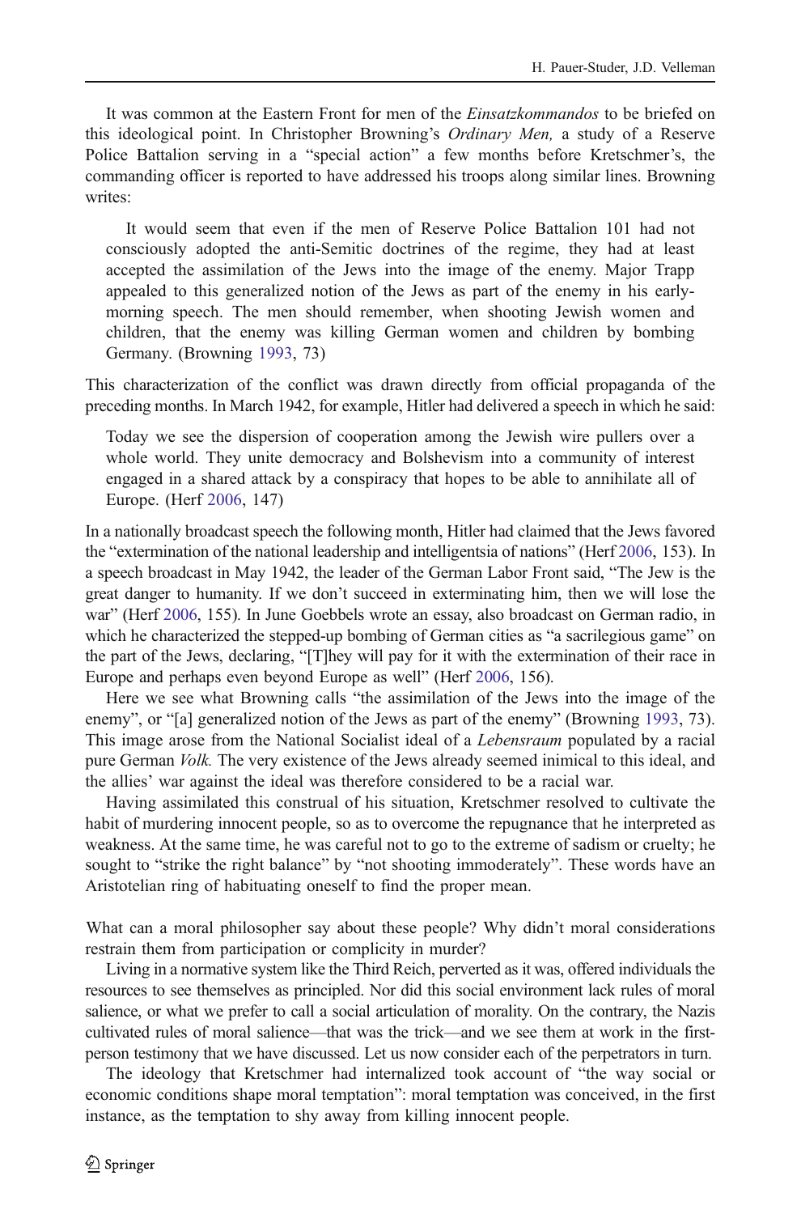It was common at the Eastern Front for men of the *Einsatzkommandos* to be briefed on this ideological point. In Christopher Browning's *Ordinary Men,* a study of a Reserve Police Battalion serving in a "special action" a few months before Kretschmer's, the commanding officer is reported to have addressed his troops along similar lines. Browning writes:

> It would seem that even if the men of Reserve Police Battalion 101 had not consciously adopted the anti-Semitic doctrines of the regime, they had at least accepted the assimilation of the Jews into the image of the enemy. Major Trapp appealed to this generalized notion of the Jews as part of the enemy in his early-morning speech. The men should remember, when shooting Jewish women and children, that the enemy was killing German women and children by bombing Germany. (Browning 1993, 73)

This characterization of the conflict was drawn directly from official propaganda of the preceding months. In March 1942, for example, Hitler had delivered a speech in which he said:

> Today we see the dispersion of cooperation among the Jewish wire pullers over a whole world. They unite democracy and Bolshevism into a community of interest engaged in a shared attack by a conspiracy that hopes to be able to annihilate all of Europe. (Herf 2006, 147)

In a nationally broadcast speech the following month, Hitler had claimed that the Jews favored the "extermination of the national leadership and intelligentsia of nations" (Herf 2006, 153). In a speech broadcast in May 1942, the leader of the German Labor Front said, "The Jew is the great danger to humanity. If we don't succeed in exterminating him, then we will lose the war" (Herf 2006, 155). In June Goebbels wrote an essay, also broadcast on German radio, in which he characterized the stepped-up bombing of German cities as "a sacrilegious game" on the part of the Jews, declaring, "[T]hey will pay for it with the extermination of their race in Europe and perhaps even beyond Europe as well" (Herf 2006, 156).

Here we see what Browning calls "the assimilation of the Jews into the image of the enemy", or "[a] generalized notion of the Jews as part of the enemy" (Browning 1993, 73). This image arose from the National Socialist ideal of a *Lebensraum* populated by a racial pure German *Volk.* The very existence of the Jews already seemed inimical to this ideal, and the allies' war against the ideal was therefore considered to be a racial war.

Having assimilated this construal of his situation, Kretschmer resolved to cultivate the habit of murdering innocent people, so as to overcome the repugnance that he interpreted as weakness. At the same time, he was careful not to go to the extreme of sadism or cruelty; he sought to "strike the right balance" by "not shooting immoderately". These words have an Aristotelian ring of habituating oneself to find the proper mean.

What can a moral philosopher say about these people? Why didn't moral considerations restrain them from participation or complicity in murder?

Living in a normative system like the Third Reich, perverted as it was, offered individuals the resources to see themselves as principled. Nor did this social environment lack rules of moral salience, or what we prefer to call a social articulation of morality. On the contrary, the Nazis cultivated rules of moral salience—that was the trick—and we see them at work in the first-person testimony that we have discussed. Let us now consider each of the perpetrators in turn.

The ideology that Kretschmer had internalized took account of "the way social or economic conditions shape moral temptation": moral temptation was conceived, in the first instance, as the temptation to shy away from killing innocent people.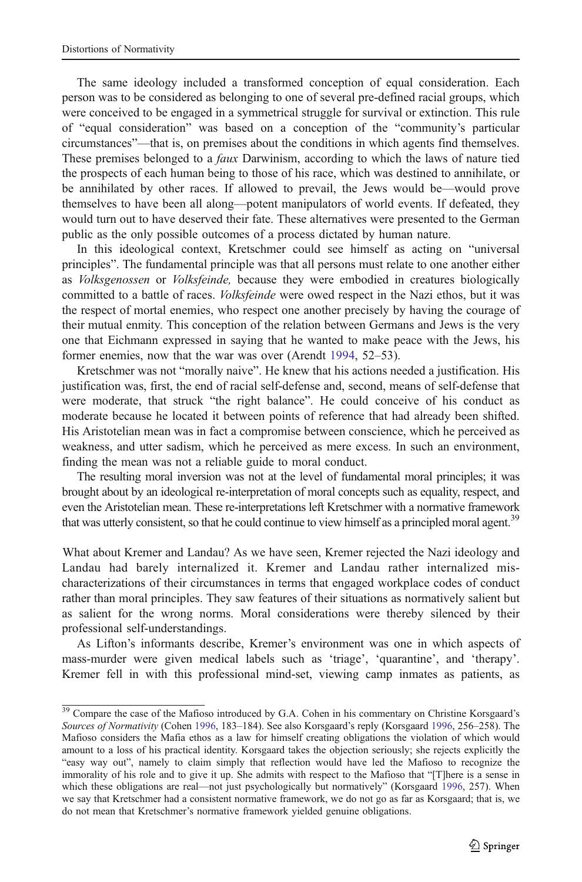The same ideology included a transformed conception of equal consideration. Each person was to be considered as belonging to one of several pre-defined racial groups, which were conceived to be engaged in a symmetrical struggle for survival or extinction. This rule of "equal consideration" was based on a conception of the "community's particular circumstances"—that is, on premises about the conditions in which agents find themselves. These premises belonged to a *faux* Darwinism, according to which the laws of nature tied the prospects of each human being to those of his race, which was destined to annihilate, or be annihilated by other races. If allowed to prevail, the Jews would be—would prove themselves to have been all along—potent manipulators of world events. If defeated, they would turn out to have deserved their fate. These alternatives were presented to the German public as the only possible outcomes of a process dictated by human nature.

In this ideological context, Kretschmer could see himself as acting on "universal principles". The fundamental principle was that all persons must relate to one another either as *Volksgenossen* or *Volksfeinde,* because they were embodied in creatures biologically committed to a battle of races. *Volksfeinde* were owed respect in the Nazi ethos, but it was the respect of mortal enemies, who respect one another precisely by having the courage of their mutual enmity. This conception of the relation between Germans and Jews is the very one that Eichmann expressed in saying that he wanted to make peace with the Jews, his former enemies, now that the war was over (Arendt 1994, 52–53).

Kretschmer was not "morally naive". He knew that his actions needed a justification. His justification was, first, the end of racial self-defense and, second, means of self-defense that were moderate, that struck "the right balance". He could conceive of his conduct as moderate because he located it between points of reference that had already been shifted. His Aristotelian mean was in fact a compromise between conscience, which he perceived as weakness, and utter sadism, which he perceived as mere excess. In such an environment, finding the mean was not a reliable guide to moral conduct.

The resulting moral inversion was not at the level of fundamental moral principles; it was brought about by an ideological re-interpretation of moral concepts such as equality, respect, and even the Aristotelian mean. These re-interpretations left Kretschmer with a normative framework that was utterly consistent, so that he could continue to view himself as a principled moral agent.[39]

What about Kremer and Landau? As we have seen, Kremer rejected the Nazi ideology and Landau had barely internalized it. Kremer and Landau rather internalized mis-characterizations of their circumstances in terms that engaged workplace codes of conduct rather than moral principles. They saw features of their situations as normatively salient but as salient for the wrong norms. Moral considerations were thereby silenced by their professional self-understandings.

As Lifton's informants describe, Kremer's environment was one in which aspects of mass-murder were given medical labels such as 'triage', 'quarantine', and 'therapy'. Kremer fell in with this professional mind-set, viewing camp inmates as patients, as

[39] Compare the case of the Mafioso introduced by G.A. Cohen in his commentary on Christine Korsgaard's *Sources of Normativity* (Cohen 1996, 183–184). See also Korsgaard's reply (Korsgaard 1996, 256–258). The Mafioso considers the Mafia ethos as a law for himself creating obligations the violation of which would amount to a loss of his practical identity. Korsgaard takes the objection seriously; she rejects explicitly the "easy way out", namely to claim simply that reflection would have led the Mafioso to recognize the immorality of his role and to give it up. She admits with respect to the Mafioso that "[T]here is a sense in which these obligations are real—not just psychologically but normatively" (Korsgaard 1996, 257). When we say that Kretschmer had a consistent normative framework, we do not go as far as Korsgaard; that is, we do not mean that Kretschmer's normative framework yielded genuine obligations.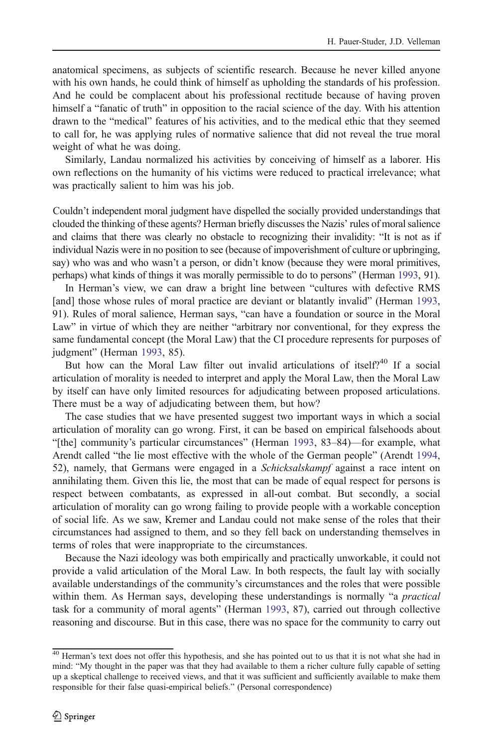anatomical specimens, as subjects of scientific research. Because he never killed anyone with his own hands, he could think of himself as upholding the standards of his profession. And he could be complacent about his professional rectitude because of having proven himself a "fanatic of truth" in opposition to the racial science of the day. With his attention drawn to the "medical" features of his activities, and to the medical ethic that they seemed to call for, he was applying rules of normative salience that did not reveal the true moral weight of what he was doing.

Similarly, Landau normalized his activities by conceiving of himself as a laborer. His own reflections on the humanity of his victims were reduced to practical irrelevance; what was practically salient to him was his job.

Couldn't independent moral judgment have dispelled the socially provided understandings that clouded the thinking of these agents? Herman briefly discusses the Nazis' rules of moral salience and claims that there was clearly no obstacle to recognizing their invalidity: "It is not as if individual Nazis were in no position to see (because of impoverishment of culture or upbringing, say) who was and who wasn't a person, or didn't know (because they were moral primitives, perhaps) what kinds of things it was morally permissible to do to persons" (Herman 1993, 91).

In Herman's view, we can draw a bright line between "cultures with defective RMS [and] those whose rules of moral practice are deviant or blatantly invalid" (Herman 1993, 91). Rules of moral salience, Herman says, "can have a foundation or source in the Moral Law" in virtue of which they are neither "arbitrary nor conventional, for they express the same fundamental concept (the Moral Law) that the CI procedure represents for purposes of judgment" (Herman 1993, 85).

But how can the Moral Law filter out invalid articulations of itself?[40] If a social articulation of morality is needed to interpret and apply the Moral Law, then the Moral Law by itself can have only limited resources for adjudicating between proposed articulations. There must be a way of adjudicating between them, but how?

The case studies that we have presented suggest two important ways in which a social articulation of morality can go wrong. First, it can be based on empirical falsehoods about "[the] community's particular circumstances" (Herman 1993, 83–84)—for example, what Arendt called "the lie most effective with the whole of the German people" (Arendt 1994, 52), namely, that Germans were engaged in a *Schicksalskampf* against a race intent on annihilating them. Given this lie, the most that can be made of equal respect for persons is respect between combatants, as expressed in all-out combat. But secondly, a social articulation of morality can go wrong failing to provide people with a workable conception of social life. As we saw, Kremer and Landau could not make sense of the roles that their circumstances had assigned to them, and so they fell back on understanding themselves in terms of roles that were inappropriate to the circumstances.

Because the Nazi ideology was both empirically and practically unworkable, it could not provide a valid articulation of the Moral Law. In both respects, the fault lay with socially available understandings of the community's circumstances and the roles that were possible within them. As Herman says, developing these understandings is normally "a *practical* task for a community of moral agents" (Herman 1993, 87), carried out through collective reasoning and discourse. But in this case, there was no space for the community to carry out

[40] Herman's text does not offer this hypothesis, and she has pointed out to us that it is not what she had in mind: "My thought in the paper was that they had available to them a richer culture fully capable of setting up a skeptical challenge to received views, and that it was sufficient and sufficiently available to make them responsible for their false quasi-empirical beliefs." (Personal correspondence)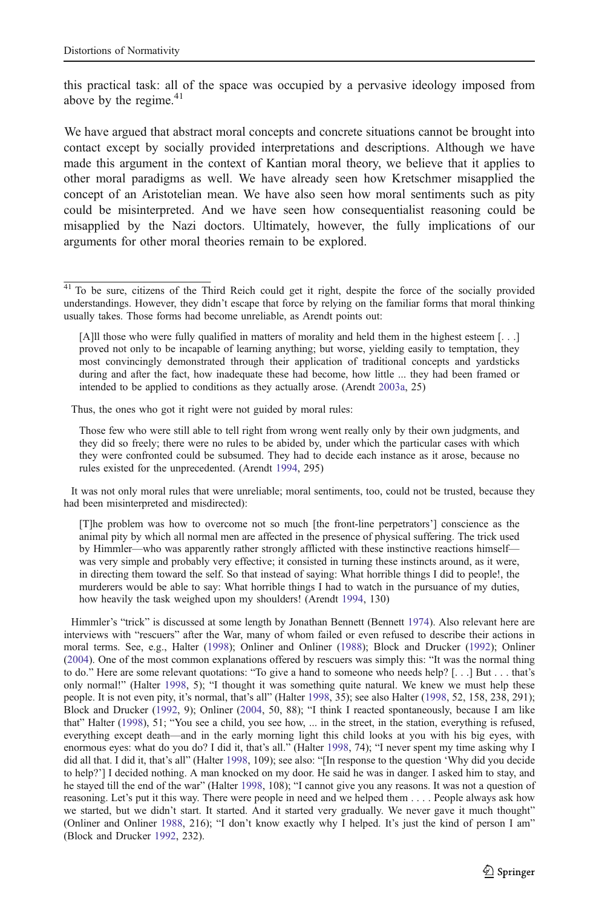this practical task: all of the space was occupied by a pervasive ideology imposed from above by the regime.[41]

We have argued that abstract moral concepts and concrete situations cannot be brought into contact except by socially provided interpretations and descriptions. Although we have made this argument in the context of Kantian moral theory, we believe that it applies to other moral paradigms as well. We have already seen how Kretschmer misapplied the concept of an Aristotelian mean. We have also seen how moral sentiments such as pity could be misinterpreted. And we have seen how consequentialist reasoning could be misapplied by the Nazi doctors. Ultimately, however, the fully implications of our arguments for other moral theories remain to be explored.

---

[41] To be sure, citizens of the Third Reich could get it right, despite the force of the socially provided understandings. However, they didn't escape that force by relying on the familiar forms that moral thinking usually takes. Those forms had become unreliable, as Arendt points out:

> [A]ll those who were fully qualified in matters of morality and held them in the highest esteem [. . .] proved not only to be incapable of learning anything; but worse, yielding easily to temptation, they most convincingly demonstrated through their application of traditional concepts and yardsticks during and after the fact, how inadequate these had become, how little ... they had been framed or intended to be applied to conditions as they actually arose. (Arendt 2003a, 25)

Thus, the ones who got it right were not guided by moral rules:

> Those few who were still able to tell right from wrong went really only by their own judgments, and they did so freely; there were no rules to be abided by, under which the particular cases with which they were confronted could be subsumed. They had to decide each instance as it arose, because no rules existed for the unprecedented. (Arendt 1994, 295)

It was not only moral rules that were unreliable; moral sentiments, too, could not be trusted, because they had been misinterpreted and misdirected):

> [T]he problem was how to overcome not so much [the front-line perpetrators'] conscience as the animal pity by which all normal men are affected in the presence of physical suffering. The trick used by Himmler—who was apparently rather strongly afflicted with these instinctive reactions himself—was very simple and probably very effective; it consisted in turning these instincts around, as it were, in directing them toward the self. So that instead of saying: What horrible things I did to people!, the murderers would be able to say: What horrible things I had to watch in the pursuance of my duties, how heavily the task weighed upon my shoulders! (Arendt 1994, 130)

Himmler's "trick" is discussed at some length by Jonathan Bennett (Bennett 1974). Also relevant here are interviews with "rescuers" after the War, many of whom failed or even refused to describe their actions in moral terms. See, e.g., Halter (1998); Onliner and Onliner (1988); Block and Drucker (1992); Onliner (2004). One of the most common explanations offered by rescuers was simply this: "It was the normal thing to do." Here are some relevant quotations: "To give a hand to someone who needs help? [. . .] But . . . that's only normal!" (Halter 1998, 5); "I thought it was something quite natural. We knew we must help these people. It is not even pity, it's normal, that's all" (Halter 1998, 35); see also Halter (1998, 52, 158, 238, 291); Block and Drucker (1992, 9); Onliner (2004, 50, 88); "I think I reacted spontaneously, because I am like that" Halter (1998), 51; "You see a child, you see how, ... in the street, in the station, everything is refused, everything except death—and in the early morning light this child looks at you with his big eyes, with enormous eyes: what do you do? I did it, that's all." (Halter 1998, 74); "I never spent my time asking why I did all that. I did it, that's all" (Halter 1998, 109); see also: "[In response to the question 'Why did you decide to help?'] I decided nothing. A man knocked on my door. He said he was in danger. I asked him to stay, and he stayed till the end of the war" (Halter 1998, 108); "I cannot give you any reasons. It was not a question of reasoning. Let's put it this way. There were people in need and we helped them . . . . People always ask how we started, but we didn't start. It started. And it started very gradually. We never gave it much thought" (Onliner and Onliner 1988, 216); "I don't know exactly why I helped. It's just the kind of person I am" (Block and Drucker 1992, 232).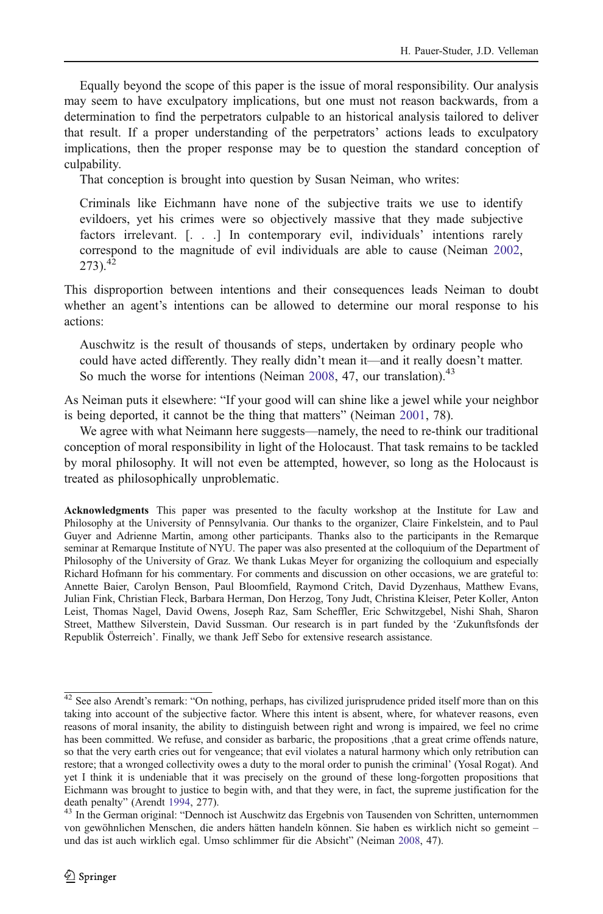Equally beyond the scope of this paper is the issue of moral responsibility. Our analysis may seem to have exculpatory implications, but one must not reason backwards, from a determination to find the perpetrators culpable to an historical analysis tailored to deliver that result. If a proper understanding of the perpetrators' actions leads to exculpatory implications, then the proper response may be to question the standard conception of culpability.

That conception is brought into question by Susan Neiman, who writes:

> Criminals like Eichmann have none of the subjective traits we use to identify evildoers, yet his crimes were so objectively massive that they made subjective factors irrelevant. [. . .] In contemporary evil, individuals' intentions rarely correspond to the magnitude of evil individuals are able to cause (Neiman 2002, 273).[42]

This disproportion between intentions and their consequences leads Neiman to doubt whether an agent's intentions can be allowed to determine our moral response to his actions:

> Auschwitz is the result of thousands of steps, undertaken by ordinary people who could have acted differently. They really didn't mean it—and it really doesn't matter. So much the worse for intentions (Neiman 2008, 47, our translation).[43]

As Neiman puts it elsewhere: "If your good will can shine like a jewel while your neighbor is being deported, it cannot be the thing that matters" (Neiman 2001, 78).

We agree with what Neimann here suggests—namely, the need to re-think our traditional conception of moral responsibility in light of the Holocaust. That task remains to be tackled by moral philosophy. It will not even be attempted, however, so long as the Holocaust is treated as philosophically unproblematic.

**Acknowledgments** This paper was presented to the faculty workshop at the Institute for Law and Philosophy at the University of Pennsylvania. Our thanks to the organizer, Claire Finkelstein, and to Paul Guyer and Adrienne Martin, among other participants. Thanks also to the participants in the Remarque seminar at Remarque Institute of NYU. The paper was also presented at the colloquium of the Department of Philosophy of the University of Graz. We thank Lukas Meyer for organizing the colloquium and especially Richard Hofmann for his commentary. For comments and discussion on other occasions, we are grateful to: Annette Baier, Carolyn Benson, Paul Bloomfield, Raymond Critch, David Dyzenhaus, Matthew Evans, Julian Fink, Christian Fleck, Barbara Herman, Don Herzog, Tony Judt, Christina Kleiser, Peter Koller, Anton Leist, Thomas Nagel, David Owens, Joseph Raz, Sam Scheffler, Eric Schwitzgebel, Nishi Shah, Sharon Street, Matthew Silverstein, David Sussman. Our research is in part funded by the 'Zukunftsfonds der Republik Österreich'. Finally, we thank Jeff Sebo for extensive research assistance.

---

[42] See also Arendt's remark: "On nothing, perhaps, has civilized jurisprudence prided itself more than on this taking into account of the subjective factor. Where this intent is absent, where, for whatever reasons, even reasons of moral insanity, the ability to distinguish between right and wrong is impaired, we feel no crime has been committed. We refuse, and consider as barbaric, the propositions ‚that a great crime offends nature, so that the very earth cries out for vengeance; that evil violates a natural harmony which only retribution can restore; that a wronged collectivity owes a duty to the moral order to punish the criminal' (Yosal Rogat). And yet I think it is undeniable that it was precisely on the ground of these long-forgotten propositions that Eichmann was brought to justice to begin with, and that they were, in fact, the supreme justification for the death penalty" (Arendt 1994, 277).

[43] In the German original: "Dennoch ist Auschwitz das Ergebnis von Tausenden von Schritten, unternommen von gewöhnlichen Menschen, die anders hätten handeln können. Sie haben es wirklich nicht so gemeint – und das ist auch wirklich egal. Umso schlimmer für die Absicht" (Neiman 2008, 47).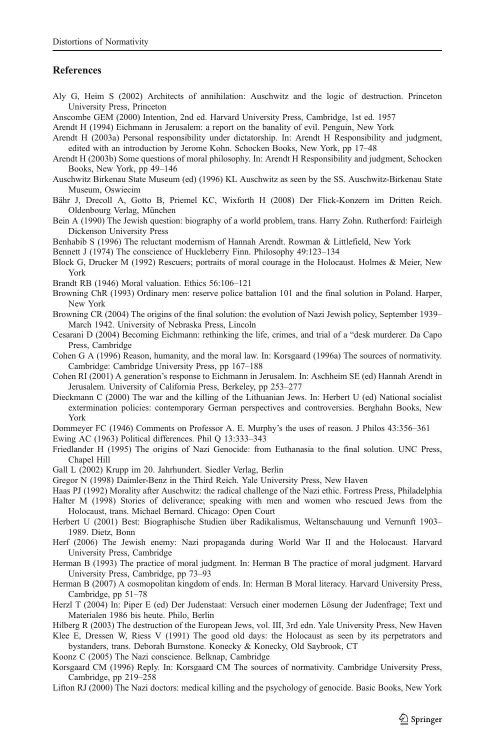## References

Aly G, Heim S (2002) Architects of annihilation: Auschwitz and the logic of destruction. Princeton University Press, Princeton

Anscombe GEM (2000) Intention, 2nd ed. Harvard University Press, Cambridge, 1st ed. 1957

Arendt H (1994) Eichmann in Jerusalem: a report on the banality of evil. Penguin, New York

Arendt H (2003a) Personal responsibility under dictatorship. In: Arendt H Responsibility and judgment, edited with an introduction by Jerome Kohn. Schocken Books, New York, pp 17–48

Arendt H (2003b) Some questions of moral philosophy. In: Arendt H Responsibility and judgment, Schocken Books, New York, pp 49–146

Auschwitz Birkenau State Museum (ed) (1996) KL Auschwitz as seen by the SS. Auschwitz-Birkenau State Museum, Oswiecim

Bähr J, Drecoll A, Gotto B, Priemel KC, Wixforth H (2008) Der Flick-Konzern im Dritten Reich. Oldenbourg Verlag, München

Bein A (1990) The Jewish question: biography of a world problem, trans. Harry Zohn. Rutherford: Fairleigh Dickenson University Press

Benhabib S (1996) The reluctant modernism of Hannah Arendt. Rowman & Littlefield, New York

Bennett J (1974) The conscience of Huckleberry Finn. Philosophy 49:123–134

Block G, Drucker M (1992) Rescuers; portraits of moral courage in the Holocaust. Holmes & Meier, New York

Brandt RB (1946) Moral valuation. Ethics 56:106–121

Browning ChR (1993) Ordinary men: reserve police battalion 101 and the final solution in Poland. Harper, New York

Browning CR (2004) The origins of the final solution: the evolution of Nazi Jewish policy, September 1939–March 1942. University of Nebraska Press, Lincoln

Cesarani D (2004) Becoming Eichmann: rethinking the life, crimes, and trial of a "desk murderer. Da Capo Press, Cambridge

Cohen G A (1996) Reason, humanity, and the moral law. In: Korsgaard (1996a) The sources of normativity. Cambridge: Cambridge University Press, pp 167–188

Cohen RI (2001) A generation's response to Eichmann in Jerusalem. In: Aschheim SE (ed) Hannah Arendt in Jerusalem. University of California Press, Berkeley, pp 253–277

Dieckmann C (2000) The war and the killing of the Lithuanian Jews. In: Herbert U (ed) National socialist extermination policies: contemporary German perspectives and controversies. Berghahn Books, New York

Dommeyer FC (1946) Comments on Professor A. E. Murphy's the uses of reason. J Philos 43:356–361

Ewing AC (1963) Political differences. Phil Q 13:333–343

Friedlander H (1995) The origins of Nazi Genocide: from Euthanasia to the final solution. UNC Press, Chapel Hill

Gall L (2002) Krupp im 20. Jahrhundert. Siedler Verlag, Berlin

Gregor N (1998) Daimler-Benz in the Third Reich. Yale University Press, New Haven

Haas PJ (1992) Morality after Auschwitz: the radical challenge of the Nazi ethic. Fortress Press, Philadelphia

Halter M (1998) Stories of deliverance; speaking with men and women who rescued Jews from the Holocaust, trans. Michael Bernard. Chicago: Open Court

Herbert U (2001) Best: Biographische Studien über Radikalismus, Weltanschauung und Vernunft 1903–1989. Dietz, Bonn

Herf (2006) The Jewish enemy: Nazi propaganda during World War II and the Holocaust. Harvard University Press, Cambridge

Herman B (1993) The practice of moral judgment. In: Herman B The practice of moral judgment. Harvard University Press, Cambridge, pp 73–93

Herman B (2007) A cosmopolitan kingdom of ends. In: Herman B Moral literacy. Harvard University Press, Cambridge, pp 51–78

Herzl T (2004) In: Piper E (ed) Der Judenstaat: Versuch einer modernen Lösung der Judenfrage; Text und Materialen 1986 bis heute. Philo, Berlin

Hilberg R (2003) The destruction of the European Jews, vol. III, 3rd edn. Yale University Press, New Haven

Klee E, Dressen W, Riess V (1991) The good old days: the Holocaust as seen by its perpetrators and bystanders, trans. Deborah Burnstone. Konecky & Konecky, Old Saybrook, CT

Koonz C (2005) The Nazi conscience. Belknap, Cambridge

Korsgaard CM (1996) Reply. In: Korsgaard CM The sources of normativity. Cambridge University Press, Cambridge, pp 219–258

Lifton RJ (2000) The Nazi doctors: medical killing and the psychology of genocide. Basic Books, New York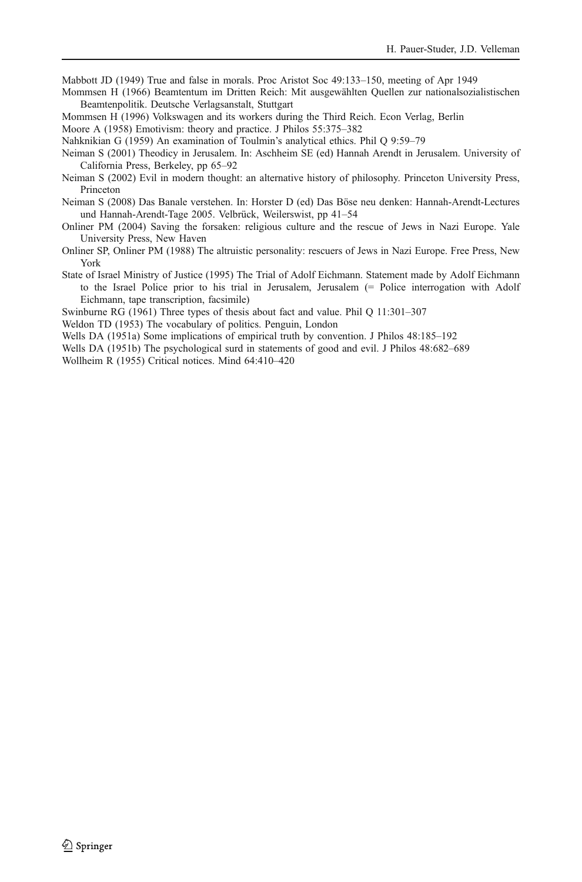Mabbott JD (1949) True and false in morals. Proc Aristot Soc 49:133–150, meeting of Apr 1949

Mommsen H (1966) Beamtentum im Dritten Reich: Mit ausgewählten Quellen zur nationalsozialistischen Beamtenpolitik. Deutsche Verlagsanstalt, Stuttgart

Mommsen H (1996) Volkswagen and its workers during the Third Reich. Econ Verlag, Berlin

Moore A (1958) Emotivism: theory and practice. J Philos 55:375–382

Nahknikian G (1959) An examination of Toulmin's analytical ethics. Phil Q 9:59–79

Neiman S (2001) Theodicy in Jerusalem. In: Aschheim SE (ed) Hannah Arendt in Jerusalem. University of California Press, Berkeley, pp 65–92

Neiman S (2002) Evil in modern thought: an alternative history of philosophy. Princeton University Press, Princeton

Neiman S (2008) Das Banale verstehen. In: Horster D (ed) Das Böse neu denken: Hannah-Arendt-Lectures und Hannah-Arendt-Tage 2005. Velbrück, Weilerswist, pp 41–54

Onliner PM (2004) Saving the forsaken: religious culture and the rescue of Jews in Nazi Europe. Yale University Press, New Haven

Onliner SP, Onliner PM (1988) The altruistic personality: rescuers of Jews in Nazi Europe. Free Press, New York

State of Israel Ministry of Justice (1995) The Trial of Adolf Eichmann. Statement made by Adolf Eichmann to the Israel Police prior to his trial in Jerusalem, Jerusalem (= Police interrogation with Adolf Eichmann, tape transcription, facsimile)

Swinburne RG (1961) Three types of thesis about fact and value. Phil Q 11:301–307

Weldon TD (1953) The vocabulary of politics. Penguin, London

Wells DA (1951a) Some implications of empirical truth by convention. J Philos 48:185–192

Wells DA (1951b) The psychological surd in statements of good and evil. J Philos 48:682–689

Wollheim R (1955) Critical notices. Mind 64:410–420